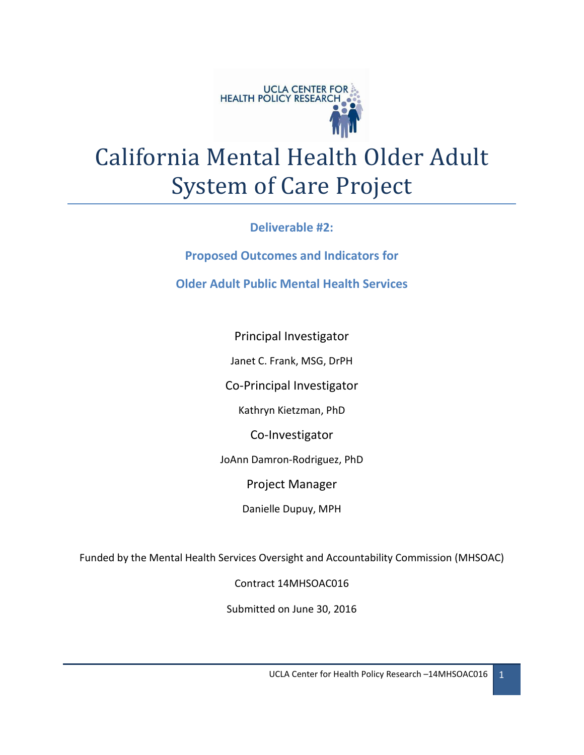UCLA CENTER FOR HEALTH POLICY RESEARCH

# California Mental Health Older Adult System of Care Project

**Deliverable #2:**

**Proposed Outcomes and Indicators for**

**Older Adult Public Mental Health Services**

Principal Investigator

Janet C. Frank, MSG, DrPH

Co-Principal Investigator

Kathryn Kietzman, PhD

Co-Investigator

JoAnn Damron-Rodriguez, PhD

Project Manager

Danielle Dupuy, MPH

Funded by the Mental Health Services Oversight and Accountability Commission (MHSOAC)

Contract 14MHSOAC016

Submitted on June 30, 2016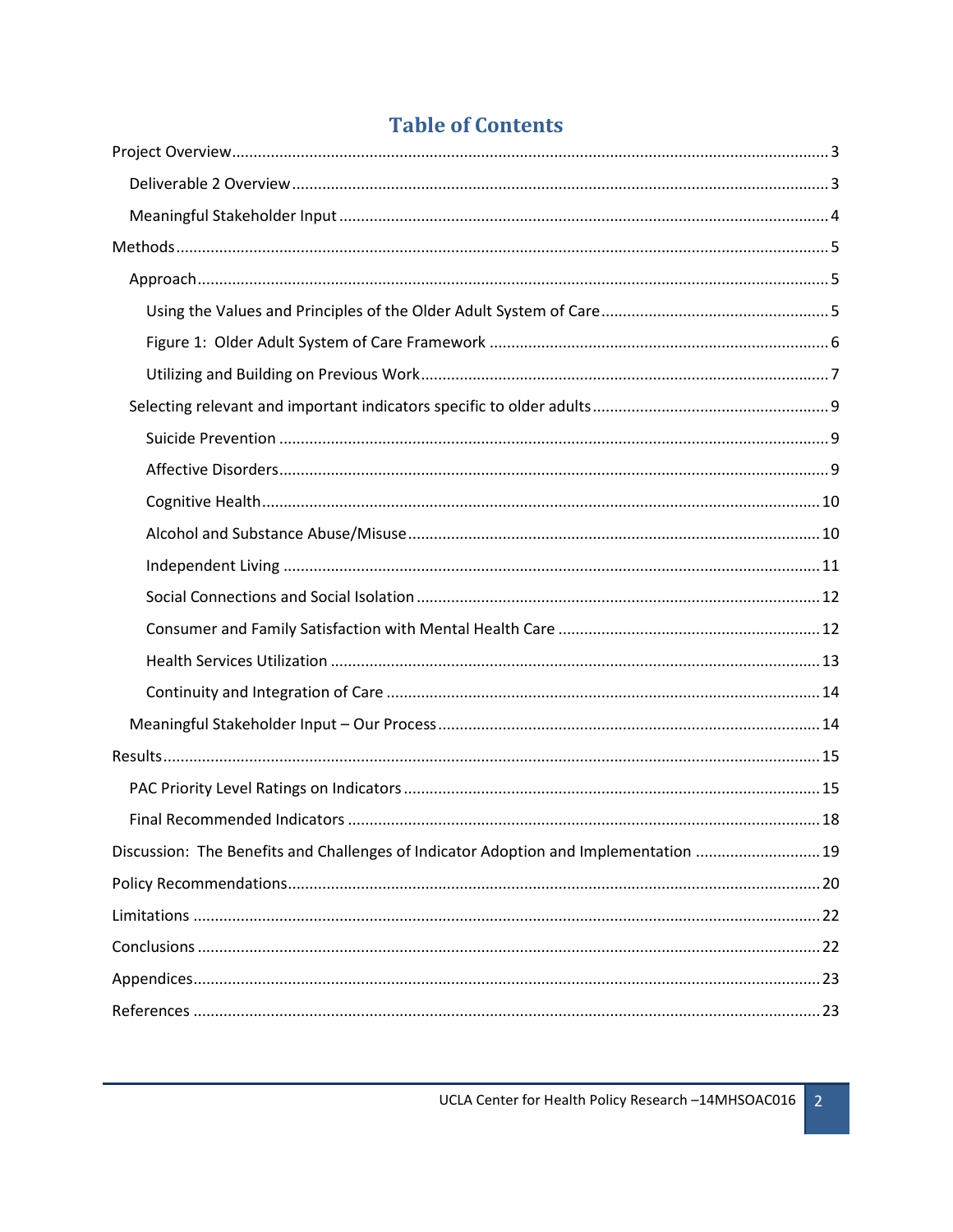# Table of Contents

Project Overview ..... 3

- Deliverable 2 Overview ..... 3
- Meaningful Stakeholder Input ..... 4

Methods ..... 5

- Approach ..... 5
  - Using the Values and Principles of the Older Adult System of Care ..... 5
  - Figure 1: Older Adult System of Care Framework ..... 6
  - Utilizing and Building on Previous Work ..... 7
- Selecting relevant and important indicators specific to older adults ..... 9
  - Suicide Prevention ..... 9
  - Affective Disorders ..... 9
  - Cognitive Health ..... 10
  - Alcohol and Substance Abuse/Misuse ..... 10
  - Independent Living ..... 11
  - Social Connections and Social Isolation ..... 12
  - Consumer and Family Satisfaction with Mental Health Care ..... 12
  - Health Services Utilization ..... 13
  - Continuity and Integration of Care ..... 14
- Meaningful Stakeholder Input – Our Process ..... 14

Results ..... 15

- PAC Priority Level Ratings on Indicators ..... 15
- Final Recommended Indicators ..... 18

Discussion: The Benefits and Challenges of Indicator Adoption and Implementation ..... 19

Policy Recommendations ..... 20

Limitations ..... 22

Conclusions ..... 22

Appendices ..... 23

References ..... 23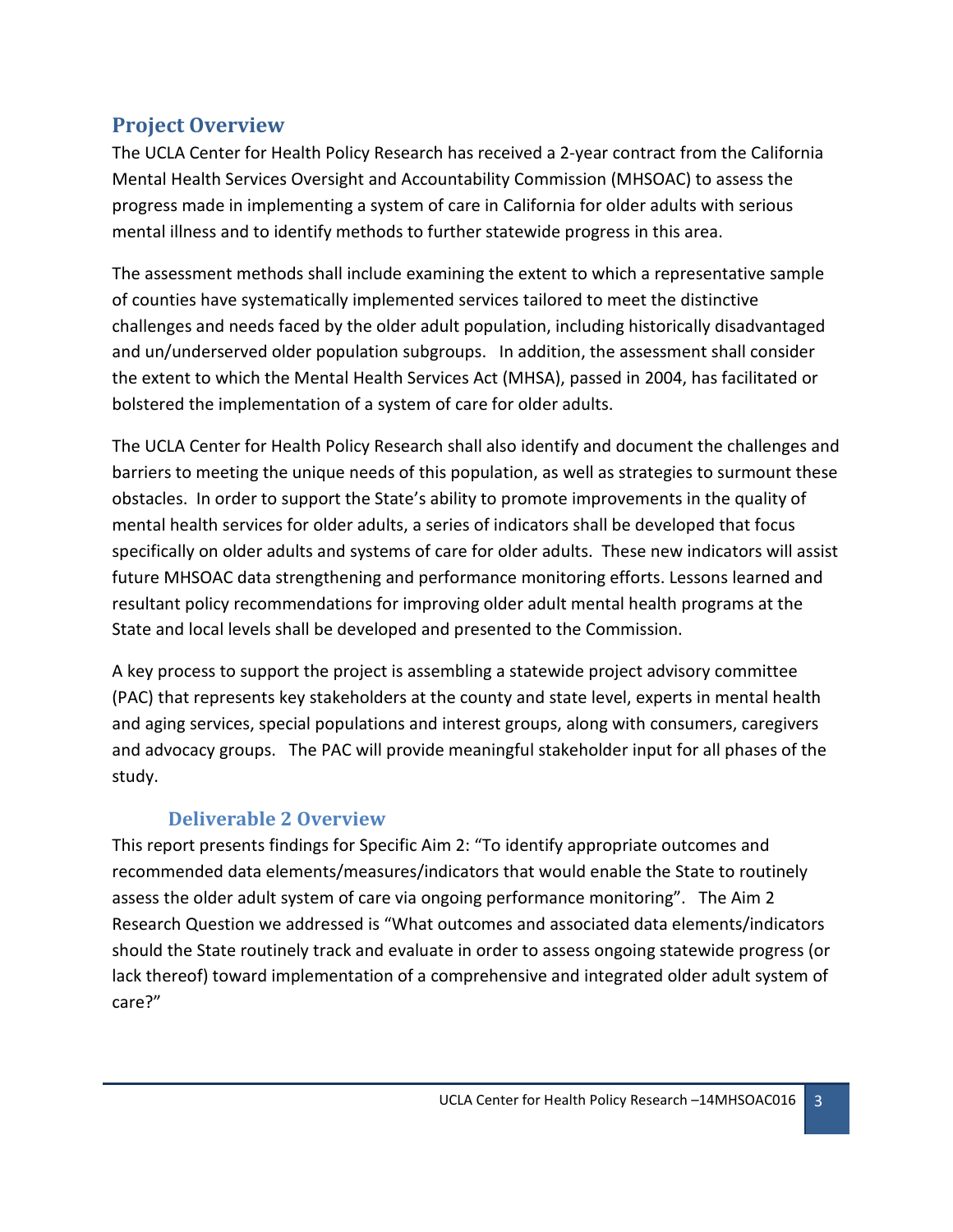## Project Overview

The UCLA Center for Health Policy Research has received a 2-year contract from the California Mental Health Services Oversight and Accountability Commission (MHSOAC) to assess the progress made in implementing a system of care in California for older adults with serious mental illness and to identify methods to further statewide progress in this area.

The assessment methods shall include examining the extent to which a representative sample of counties have systematically implemented services tailored to meet the distinctive challenges and needs faced by the older adult population, including historically disadvantaged and un/underserved older population subgroups. In addition, the assessment shall consider the extent to which the Mental Health Services Act (MHSA), passed in 2004, has facilitated or bolstered the implementation of a system of care for older adults.

The UCLA Center for Health Policy Research shall also identify and document the challenges and barriers to meeting the unique needs of this population, as well as strategies to surmount these obstacles. In order to support the State's ability to promote improvements in the quality of mental health services for older adults, a series of indicators shall be developed that focus specifically on older adults and systems of care for older adults. These new indicators will assist future MHSOAC data strengthening and performance monitoring efforts. Lessons learned and resultant policy recommendations for improving older adult mental health programs at the State and local levels shall be developed and presented to the Commission.

A key process to support the project is assembling a statewide project advisory committee (PAC) that represents key stakeholders at the county and state level, experts in mental health and aging services, special populations and interest groups, along with consumers, caregivers and advocacy groups. The PAC will provide meaningful stakeholder input for all phases of the study.

### Deliverable 2 Overview

This report presents findings for Specific Aim 2: "To identify appropriate outcomes and recommended data elements/measures/indicators that would enable the State to routinely assess the older adult system of care via ongoing performance monitoring". The Aim 2 Research Question we addressed is "What outcomes and associated data elements/indicators should the State routinely track and evaluate in order to assess ongoing statewide progress (or lack thereof) toward implementation of a comprehensive and integrated older adult system of care?"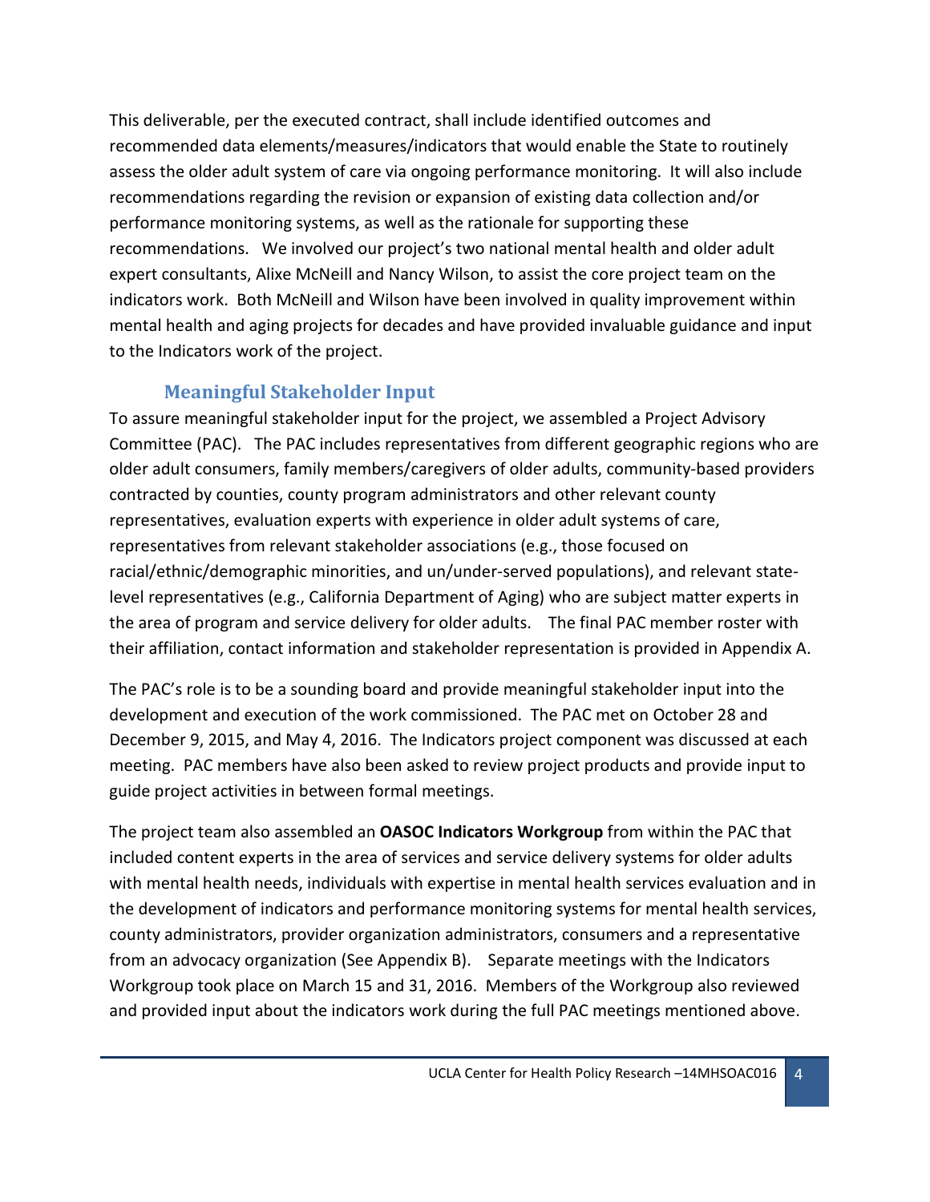This deliverable, per the executed contract, shall include identified outcomes and recommended data elements/measures/indicators that would enable the State to routinely assess the older adult system of care via ongoing performance monitoring. It will also include recommendations regarding the revision or expansion of existing data collection and/or performance monitoring systems, as well as the rationale for supporting these recommendations. We involved our project's two national mental health and older adult expert consultants, Alixe McNeill and Nancy Wilson, to assist the core project team on the indicators work. Both McNeill and Wilson have been involved in quality improvement within mental health and aging projects for decades and have provided invaluable guidance and input to the Indicators work of the project.

## Meaningful Stakeholder Input

To assure meaningful stakeholder input for the project, we assembled a Project Advisory Committee (PAC). The PAC includes representatives from different geographic regions who are older adult consumers, family members/caregivers of older adults, community-based providers contracted by counties, county program administrators and other relevant county representatives, evaluation experts with experience in older adult systems of care, representatives from relevant stakeholder associations (e.g., those focused on racial/ethnic/demographic minorities, and un/under-served populations), and relevant state-level representatives (e.g., California Department of Aging) who are subject matter experts in the area of program and service delivery for older adults. The final PAC member roster with their affiliation, contact information and stakeholder representation is provided in Appendix A.

The PAC's role is to be a sounding board and provide meaningful stakeholder input into the development and execution of the work commissioned. The PAC met on October 28 and December 9, 2015, and May 4, 2016. The Indicators project component was discussed at each meeting. PAC members have also been asked to review project products and provide input to guide project activities in between formal meetings.

The project team also assembled an **OASOC Indicators Workgroup** from within the PAC that included content experts in the area of services and service delivery systems for older adults with mental health needs, individuals with expertise in mental health services evaluation and in the development of indicators and performance monitoring systems for mental health services, county administrators, provider organization administrators, consumers and a representative from an advocacy organization (See Appendix B). Separate meetings with the Indicators Workgroup took place on March 15 and 31, 2016. Members of the Workgroup also reviewed and provided input about the indicators work during the full PAC meetings mentioned above.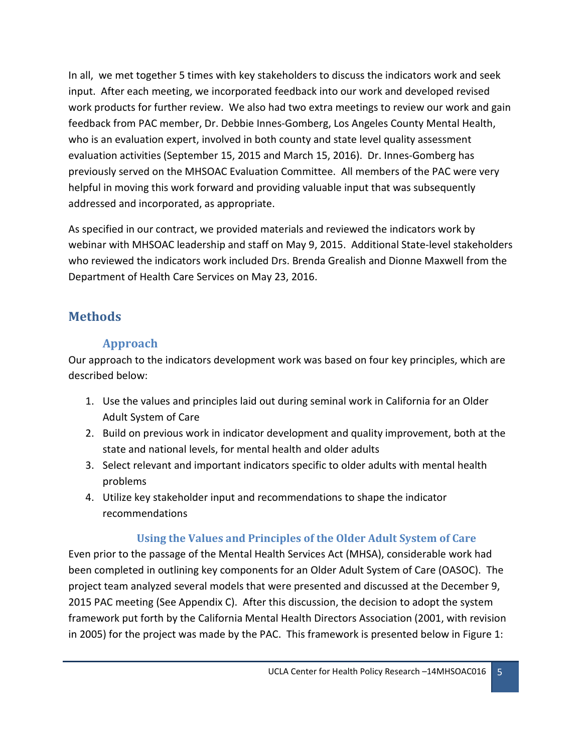In all, we met together 5 times with key stakeholders to discuss the indicators work and seek input. After each meeting, we incorporated feedback into our work and developed revised work products for further review. We also had two extra meetings to review our work and gain feedback from PAC member, Dr. Debbie Innes-Gomberg, Los Angeles County Mental Health, who is an evaluation expert, involved in both county and state level quality assessment evaluation activities (September 15, 2015 and March 15, 2016). Dr. Innes-Gomberg has previously served on the MHSOAC Evaluation Committee. All members of the PAC were very helpful in moving this work forward and providing valuable input that was subsequently addressed and incorporated, as appropriate.

As specified in our contract, we provided materials and reviewed the indicators work by webinar with MHSOAC leadership and staff on May 9, 2015. Additional State-level stakeholders who reviewed the indicators work included Drs. Brenda Grealish and Dionne Maxwell from the Department of Health Care Services on May 23, 2016.

# Methods

## Approach

Our approach to the indicators development work was based on four key principles, which are described below:

1. Use the values and principles laid out during seminal work in California for an Older Adult System of Care
2. Build on previous work in indicator development and quality improvement, both at the state and national levels, for mental health and older adults
3. Select relevant and important indicators specific to older adults with mental health problems
4. Utilize key stakeholder input and recommendations to shape the indicator recommendations

### Using the Values and Principles of the Older Adult System of Care

Even prior to the passage of the Mental Health Services Act (MHSA), considerable work had been completed in outlining key components for an Older Adult System of Care (OASOC). The project team analyzed several models that were presented and discussed at the December 9, 2015 PAC meeting (See Appendix C). After this discussion, the decision to adopt the system framework put forth by the California Mental Health Directors Association (2001, with revision in 2005) for the project was made by the PAC. This framework is presented below in Figure 1: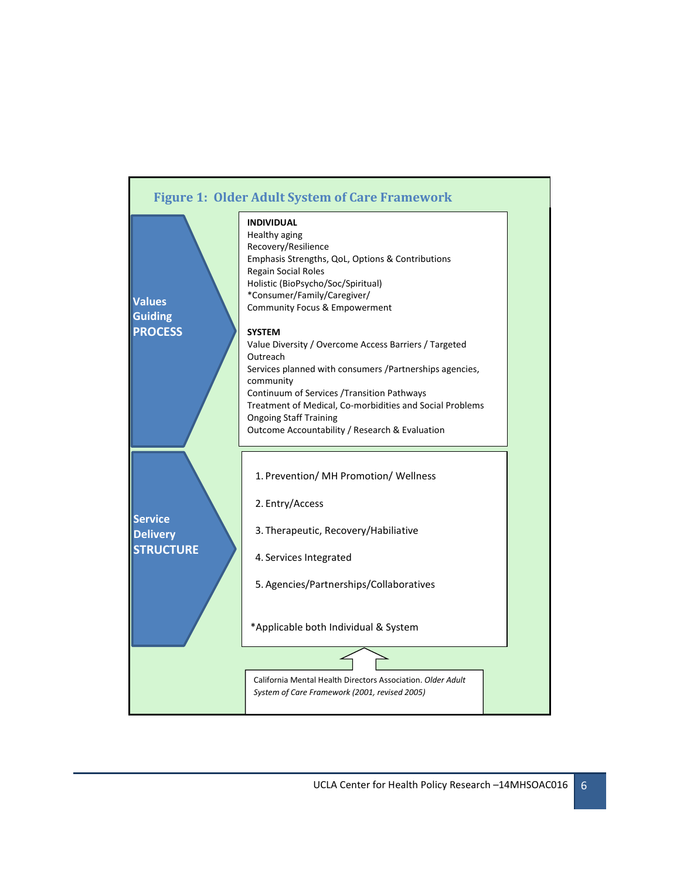**Figure 1: Older Adult System of Care Framework**

**Values Guiding PROCESS**

**INDIVIDUAL**
Healthy aging
Recovery/Resilience
Emphasis Strengths, QoL, Options & Contributions
Regain Social Roles
Holistic (BioPsycho/Soc/Spiritual)
*Consumer/Family/Caregiver/
Community Focus & Empowerment

**SYSTEM**
Value Diversity / Overcome Access Barriers / Targeted Outreach
Services planned with consumers /Partnerships agencies, community
Continuum of Services /Transition Pathways
Treatment of Medical, Co-morbidities and Social Problems
Ongoing Staff Training
Outcome Accountability / Research & Evaluation

**Service Delivery STRUCTURE**

1. Prevention/ MH Promotion/ Wellness
2. Entry/Access
3. Therapeutic, Recovery/Habiliative
4. Services Integrated
5. Agencies/Partnerships/Collaboratives

*Applicable both Individual & System

California Mental Health Directors Association. *Older Adult System of Care Framework (2001, revised 2005)*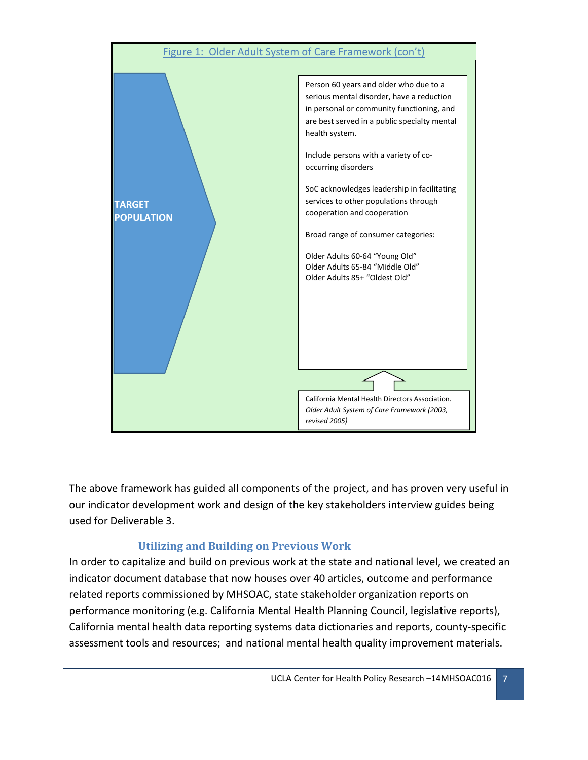Figure 1: Older Adult System of Care Framework (con't)

**TARGET POPULATION**

Person 60 years and older who due to a serious mental disorder, have a reduction in personal or community functioning, and are best served in a public specialty mental health system.

Include persons with a variety of co-occurring disorders

SoC acknowledges leadership in facilitating services to other populations through cooperation and cooperation

Broad range of consumer categories:

Older Adults 60-64 "Young Old"
Older Adults 65-84 "Middle Old"
Older Adults 85+ "Oldest Old"

California Mental Health Directors Association. *Older Adult System of Care Framework (2003, revised 2005)*

The above framework has guided all components of the project, and has proven very useful in our indicator development work and design of the key stakeholders interview guides being used for Deliverable 3.

## Utilizing and Building on Previous Work

In order to capitalize and build on previous work at the state and national level, we created an indicator document database that now houses over 40 articles, outcome and performance related reports commissioned by MHSOAC, state stakeholder organization reports on performance monitoring (e.g. California Mental Health Planning Council, legislative reports), California mental health data reporting systems data dictionaries and reports, county-specific assessment tools and resources; and national mental health quality improvement materials.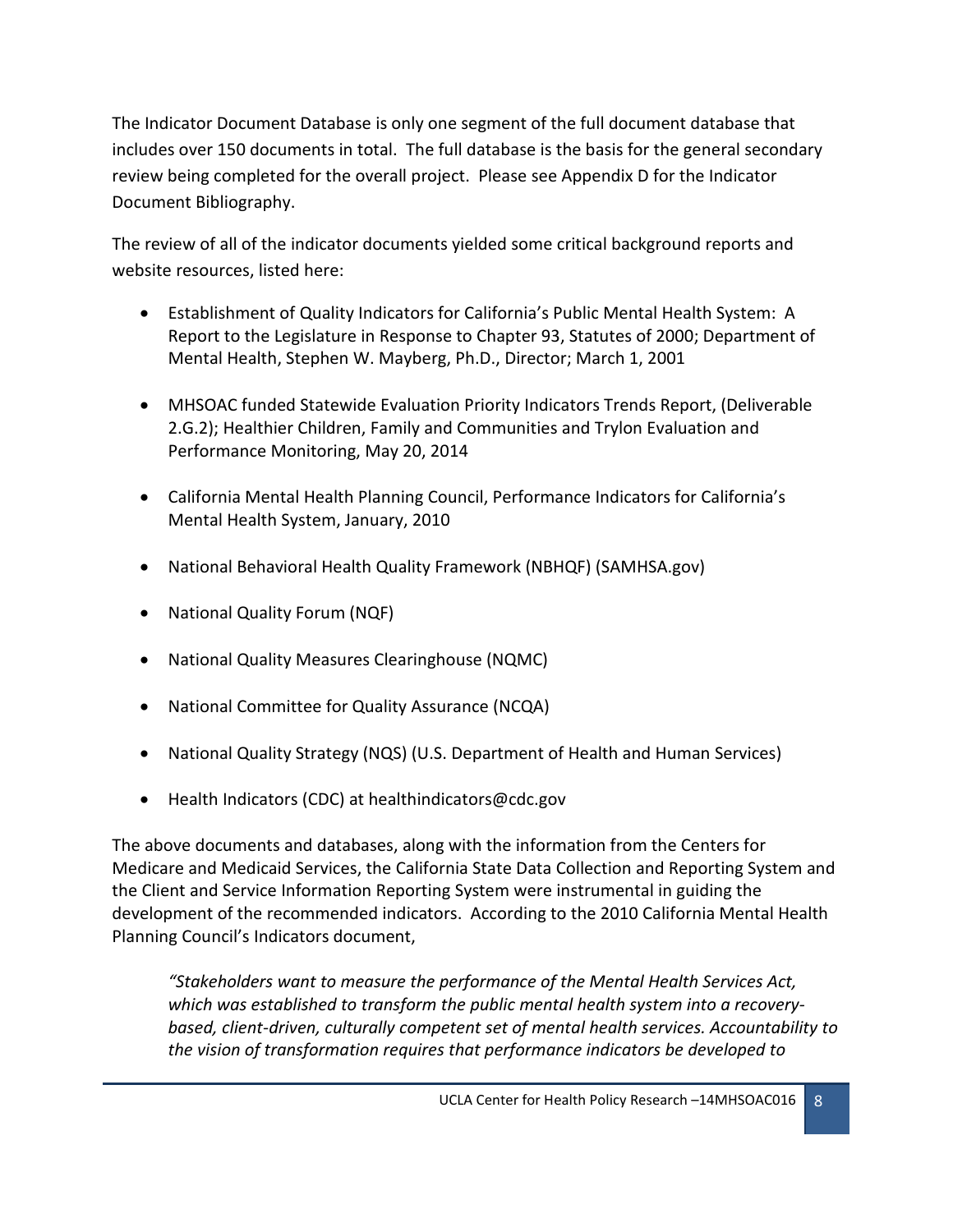The Indicator Document Database is only one segment of the full document database that includes over 150 documents in total. The full database is the basis for the general secondary review being completed for the overall project. Please see Appendix D for the Indicator Document Bibliography.

The review of all of the indicator documents yielded some critical background reports and website resources, listed here:

- Establishment of Quality Indicators for California's Public Mental Health System: A Report to the Legislature in Response to Chapter 93, Statutes of 2000; Department of Mental Health, Stephen W. Mayberg, Ph.D., Director; March 1, 2001
- MHSOAC funded Statewide Evaluation Priority Indicators Trends Report, (Deliverable 2.G.2); Healthier Children, Family and Communities and Trylon Evaluation and Performance Monitoring, May 20, 2014
- California Mental Health Planning Council, Performance Indicators for California's Mental Health System, January, 2010
- National Behavioral Health Quality Framework (NBHQF) (SAMHSA.gov)
- National Quality Forum (NQF)
- National Quality Measures Clearinghouse (NQMC)
- National Committee for Quality Assurance (NCQA)
- National Quality Strategy (NQS) (U.S. Department of Health and Human Services)
- Health Indicators (CDC) at healthindicators@cdc.gov

The above documents and databases, along with the information from the Centers for Medicare and Medicaid Services, the California State Data Collection and Reporting System and the Client and Service Information Reporting System were instrumental in guiding the development of the recommended indicators. According to the 2010 California Mental Health Planning Council's Indicators document,

> *"Stakeholders want to measure the performance of the Mental Health Services Act, which was established to transform the public mental health system into a recovery-based, client-driven, culturally competent set of mental health services. Accountability to the vision of transformation requires that performance indicators be developed to*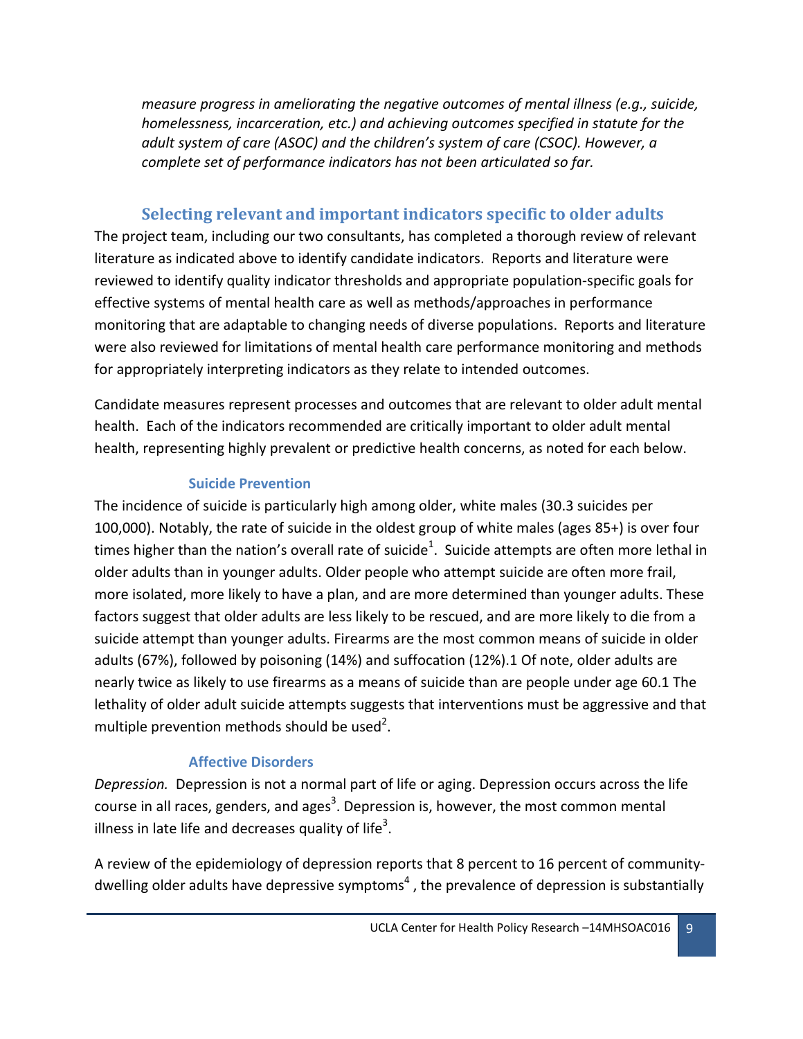*measure progress in ameliorating the negative outcomes of mental illness (e.g., suicide, homelessness, incarceration, etc.) and achieving outcomes specified in statute for the adult system of care (ASOC) and the children's system of care (CSOC). However, a complete set of performance indicators has not been articulated so far.*

## Selecting relevant and important indicators specific to older adults

The project team, including our two consultants, has completed a thorough review of relevant literature as indicated above to identify candidate indicators. Reports and literature were reviewed to identify quality indicator thresholds and appropriate population-specific goals for effective systems of mental health care as well as methods/approaches in performance monitoring that are adaptable to changing needs of diverse populations. Reports and literature were also reviewed for limitations of mental health care performance monitoring and methods for appropriately interpreting indicators as they relate to intended outcomes.

Candidate measures represent processes and outcomes that are relevant to older adult mental health. Each of the indicators recommended are critically important to older adult mental health, representing highly prevalent or predictive health concerns, as noted for each below.

### Suicide Prevention

The incidence of suicide is particularly high among older, white males (30.3 suicides per 100,000). Notably, the rate of suicide in the oldest group of white males (ages 85+) is over four times higher than the nation's overall rate of suicide[1]. Suicide attempts are often more lethal in older adults than in younger adults. Older people who attempt suicide are often more frail, more isolated, more likely to have a plan, and are more determined than younger adults. These factors suggest that older adults are less likely to be rescued, and are more likely to die from a suicide attempt than younger adults. Firearms are the most common means of suicide in older adults (67%), followed by poisoning (14%) and suffocation (12%).1 Of note, older adults are nearly twice as likely to use firearms as a means of suicide than are people under age 60.1 The lethality of older adult suicide attempts suggests that interventions must be aggressive and that multiple prevention methods should be used[2].

### Affective Disorders

*Depression.* Depression is not a normal part of life or aging. Depression occurs across the life course in all races, genders, and ages[3]. Depression is, however, the most common mental illness in late life and decreases quality of life[3].

A review of the epidemiology of depression reports that 8 percent to 16 percent of community-dwelling older adults have depressive symptoms[4] , the prevalence of depression is substantially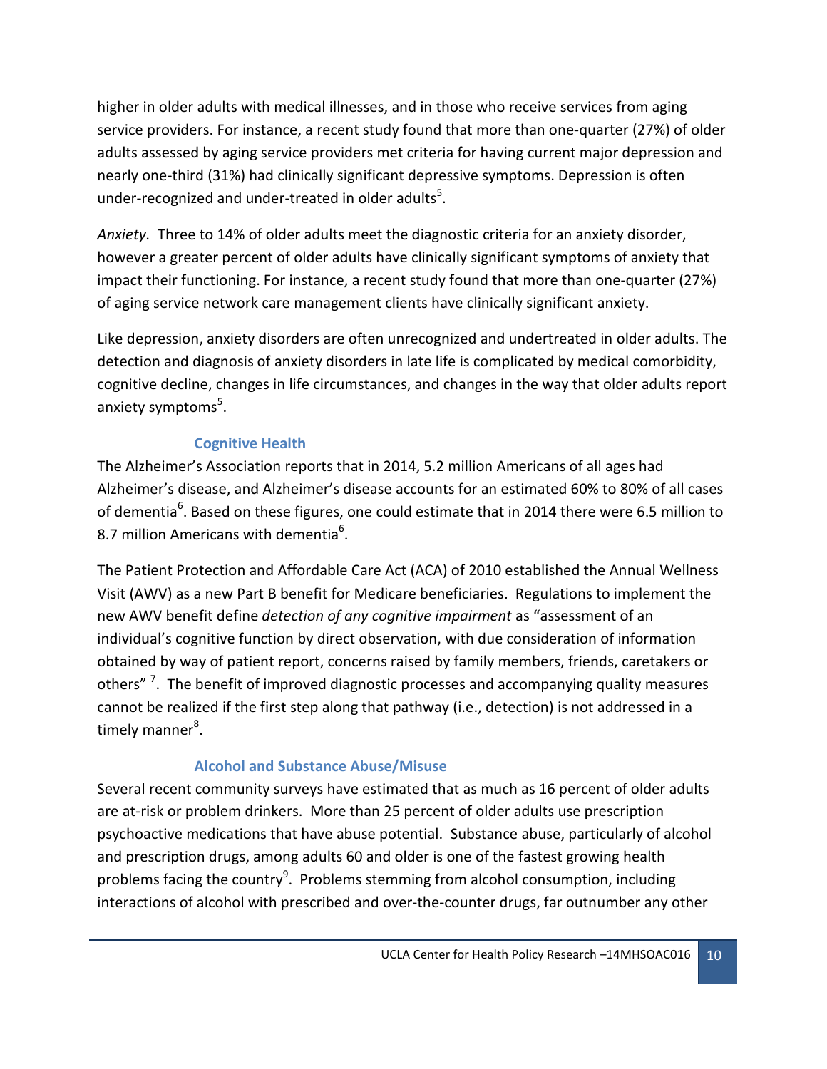higher in older adults with medical illnesses, and in those who receive services from aging service providers. For instance, a recent study found that more than one-quarter (27%) of older adults assessed by aging service providers met criteria for having current major depression and nearly one-third (31%) had clinically significant depressive symptoms. Depression is often under-recognized and under-treated in older adults[5].

*Anxiety.* Three to 14% of older adults meet the diagnostic criteria for an anxiety disorder, however a greater percent of older adults have clinically significant symptoms of anxiety that impact their functioning. For instance, a recent study found that more than one-quarter (27%) of aging service network care management clients have clinically significant anxiety.

Like depression, anxiety disorders are often unrecognized and undertreated in older adults. The detection and diagnosis of anxiety disorders in late life is complicated by medical comorbidity, cognitive decline, changes in life circumstances, and changes in the way that older adults report anxiety symptoms[5].

### Cognitive Health

The Alzheimer's Association reports that in 2014, 5.2 million Americans of all ages had Alzheimer's disease, and Alzheimer's disease accounts for an estimated 60% to 80% of all cases of dementia[6]. Based on these figures, one could estimate that in 2014 there were 6.5 million to 8.7 million Americans with dementia[6].

The Patient Protection and Affordable Care Act (ACA) of 2010 established the Annual Wellness Visit (AWV) as a new Part B benefit for Medicare beneficiaries. Regulations to implement the new AWV benefit define *detection of any cognitive impairment* as "assessment of an individual's cognitive function by direct observation, with due consideration of information obtained by way of patient report, concerns raised by family members, friends, caretakers or others" [7]. The benefit of improved diagnostic processes and accompanying quality measures cannot be realized if the first step along that pathway (i.e., detection) is not addressed in a timely manner[8].

### Alcohol and Substance Abuse/Misuse

Several recent community surveys have estimated that as much as 16 percent of older adults are at-risk or problem drinkers. More than 25 percent of older adults use prescription psychoactive medications that have abuse potential. Substance abuse, particularly of alcohol and prescription drugs, among adults 60 and older is one of the fastest growing health problems facing the country[9]. Problems stemming from alcohol consumption, including interactions of alcohol with prescribed and over-the-counter drugs, far outnumber any other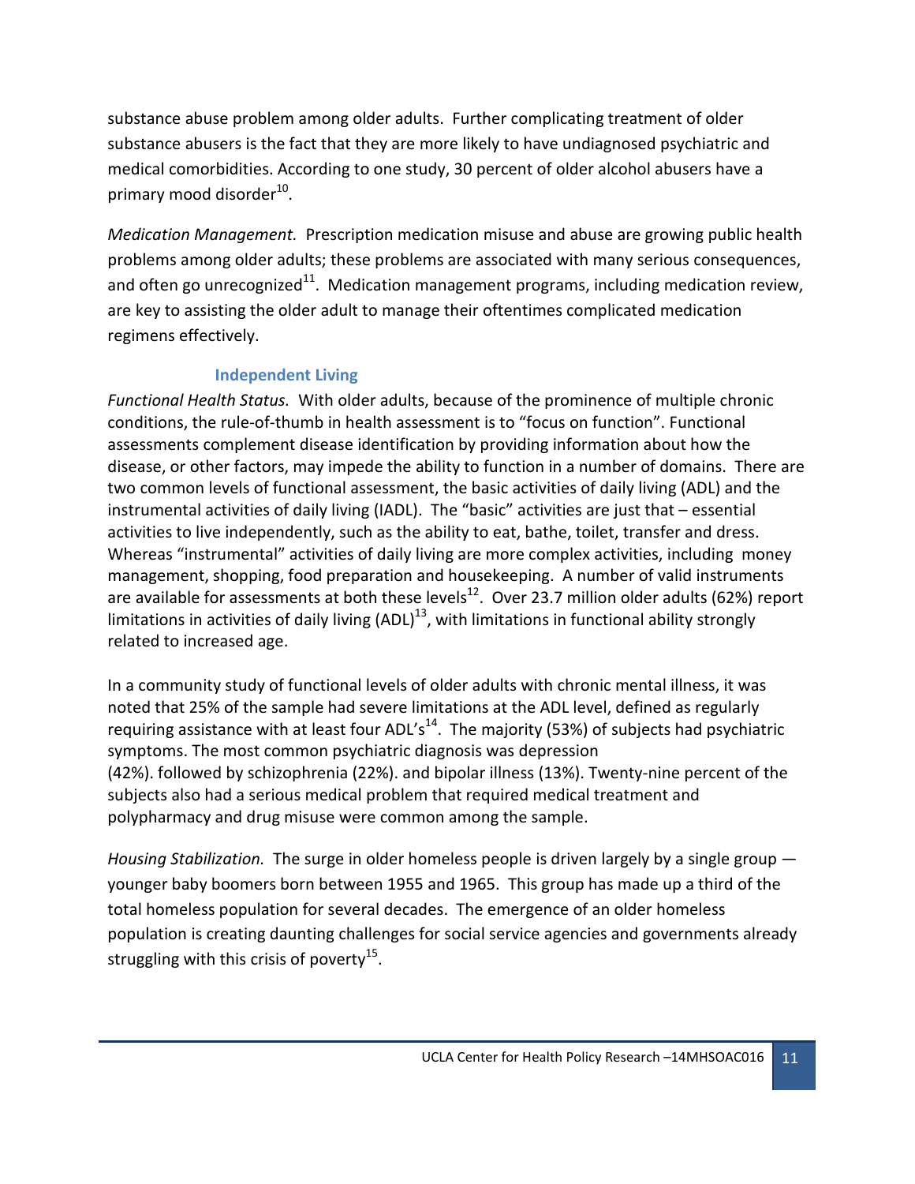substance abuse problem among older adults. Further complicating treatment of older substance abusers is the fact that they are more likely to have undiagnosed psychiatric and medical comorbidities. According to one study, 30 percent of older alcohol abusers have a primary mood disorder[10].

*Medication Management.* Prescription medication misuse and abuse are growing public health problems among older adults; these problems are associated with many serious consequences, and often go unrecognized[11]. Medication management programs, including medication review, are key to assisting the older adult to manage their oftentimes complicated medication regimens effectively.

### Independent Living

*Functional Health Status.* With older adults, because of the prominence of multiple chronic conditions, the rule-of-thumb in health assessment is to "focus on function". Functional assessments complement disease identification by providing information about how the disease, or other factors, may impede the ability to function in a number of domains. There are two common levels of functional assessment, the basic activities of daily living (ADL) and the instrumental activities of daily living (IADL). The "basic" activities are just that – essential activities to live independently, such as the ability to eat, bathe, toilet, transfer and dress. Whereas "instrumental" activities of daily living are more complex activities, including money management, shopping, food preparation and housekeeping. A number of valid instruments are available for assessments at both these levels[12]. Over 23.7 million older adults (62%) report limitations in activities of daily living (ADL)[13], with limitations in functional ability strongly related to increased age.

In a community study of functional levels of older adults with chronic mental illness, it was noted that 25% of the sample had severe limitations at the ADL level, defined as regularly requiring assistance with at least four ADL's[14]. The majority (53%) of subjects had psychiatric symptoms. The most common psychiatric diagnosis was depression (42%). followed by schizophrenia (22%). and bipolar illness (13%). Twenty-nine percent of the subjects also had a serious medical problem that required medical treatment and polypharmacy and drug misuse were common among the sample.

*Housing Stabilization.* The surge in older homeless people is driven largely by a single group — younger baby boomers born between 1955 and 1965. This group has made up a third of the total homeless population for several decades. The emergence of an older homeless population is creating daunting challenges for social service agencies and governments already struggling with this crisis of poverty[15].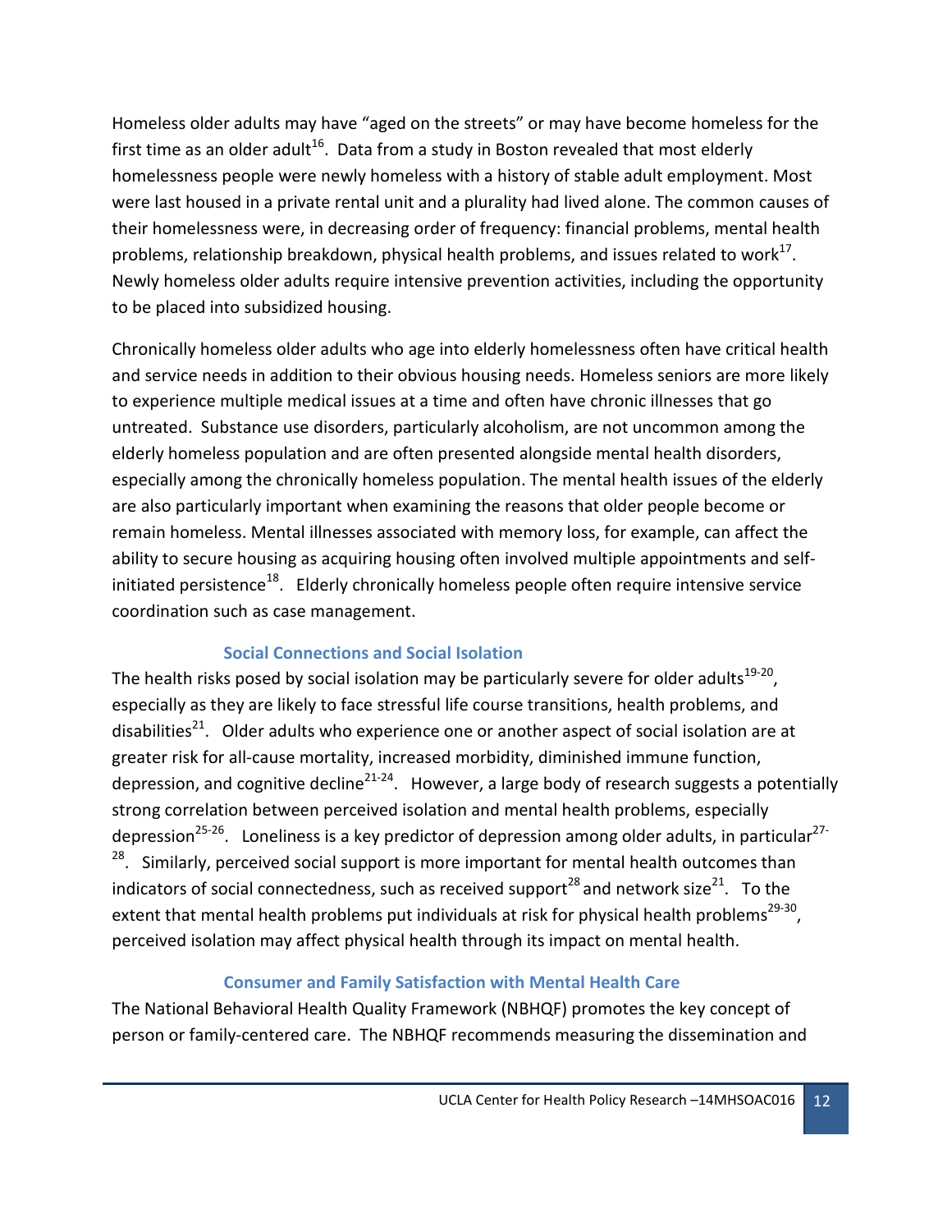Homeless older adults may have "aged on the streets" or may have become homeless for the first time as an older adult[16]. Data from a study in Boston revealed that most elderly homelessness people were newly homeless with a history of stable adult employment. Most were last housed in a private rental unit and a plurality had lived alone. The common causes of their homelessness were, in decreasing order of frequency: financial problems, mental health problems, relationship breakdown, physical health problems, and issues related to work[17]. Newly homeless older adults require intensive prevention activities, including the opportunity to be placed into subsidized housing.

Chronically homeless older adults who age into elderly homelessness often have critical health and service needs in addition to their obvious housing needs. Homeless seniors are more likely to experience multiple medical issues at a time and often have chronic illnesses that go untreated. Substance use disorders, particularly alcoholism, are not uncommon among the elderly homeless population and are often presented alongside mental health disorders, especially among the chronically homeless population. The mental health issues of the elderly are also particularly important when examining the reasons that older people become or remain homeless. Mental illnesses associated with memory loss, for example, can affect the ability to secure housing as acquiring housing often involved multiple appointments and self-initiated persistence[18]. Elderly chronically homeless people often require intensive service coordination such as case management.

### Social Connections and Social Isolation

The health risks posed by social isolation may be particularly severe for older adults[19-20], especially as they are likely to face stressful life course transitions, health problems, and disabilities[21]. Older adults who experience one or another aspect of social isolation are at greater risk for all-cause mortality, increased morbidity, diminished immune function, depression, and cognitive decline[21-24]. However, a large body of research suggests a potentially strong correlation between perceived isolation and mental health problems, especially depression[25-26]. Loneliness is a key predictor of depression among older adults, in particular[27-28]. Similarly, perceived social support is more important for mental health outcomes than indicators of social connectedness, such as received support[28] and network size[21]. To the extent that mental health problems put individuals at risk for physical health problems[29-30], perceived isolation may affect physical health through its impact on mental health.

### Consumer and Family Satisfaction with Mental Health Care

The National Behavioral Health Quality Framework (NBHQF) promotes the key concept of person or family-centered care. The NBHQF recommends measuring the dissemination and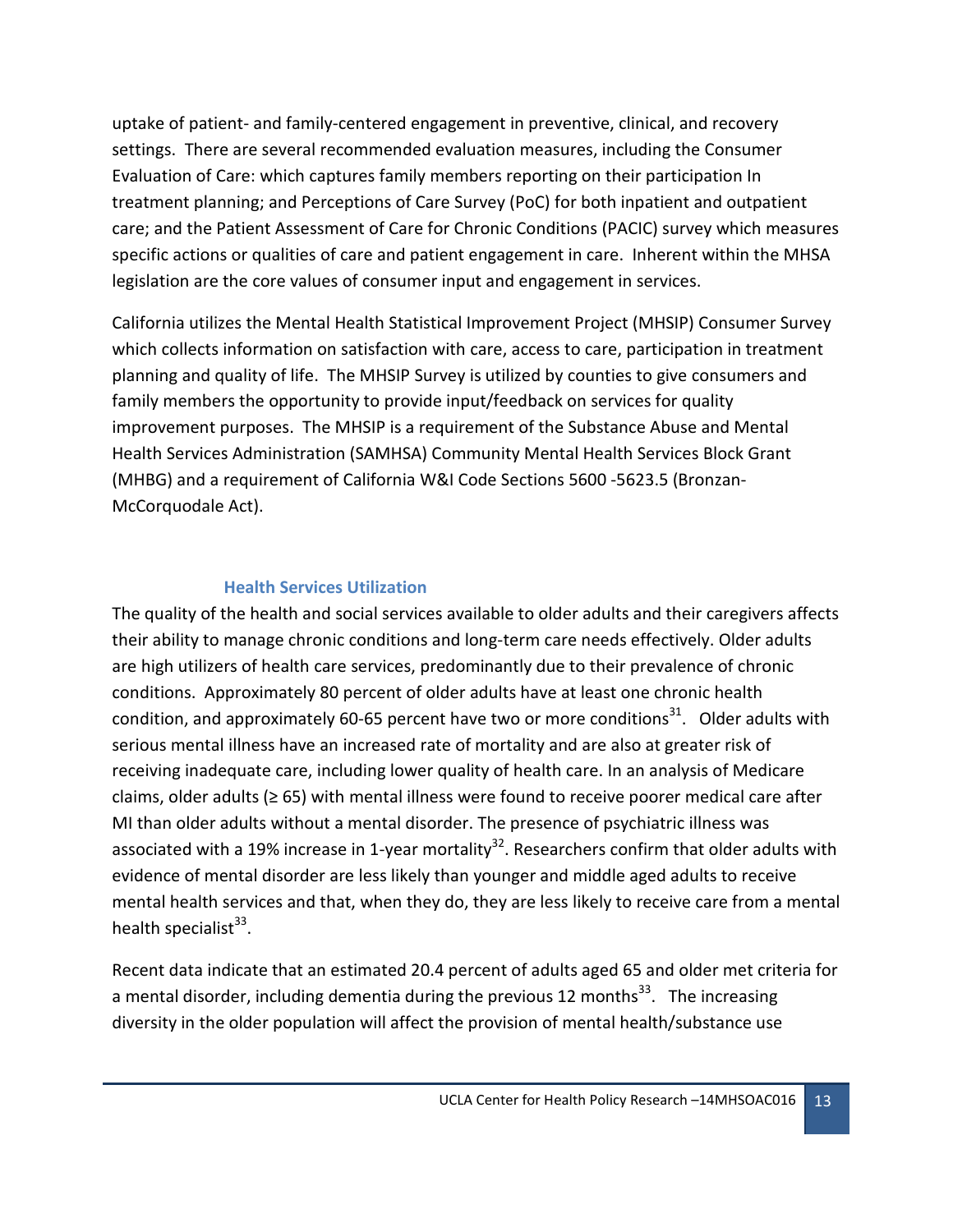uptake of patient- and family-centered engagement in preventive, clinical, and recovery settings. There are several recommended evaluation measures, including the Consumer Evaluation of Care: which captures family members reporting on their participation In treatment planning; and Perceptions of Care Survey (PoC) for both inpatient and outpatient care; and the Patient Assessment of Care for Chronic Conditions (PACIC) survey which measures specific actions or qualities of care and patient engagement in care. Inherent within the MHSA legislation are the core values of consumer input and engagement in services.

California utilizes the Mental Health Statistical Improvement Project (MHSIP) Consumer Survey which collects information on satisfaction with care, access to care, participation in treatment planning and quality of life. The MHSIP Survey is utilized by counties to give consumers and family members the opportunity to provide input/feedback on services for quality improvement purposes. The MHSIP is a requirement of the Substance Abuse and Mental Health Services Administration (SAMHSA) Community Mental Health Services Block Grant (MHBG) and a requirement of California W&I Code Sections 5600 -5623.5 (Bronzan-McCorquodale Act).

### Health Services Utilization

The quality of the health and social services available to older adults and their caregivers affects their ability to manage chronic conditions and long-term care needs effectively. Older adults are high utilizers of health care services, predominantly due to their prevalence of chronic conditions. Approximately 80 percent of older adults have at least one chronic health condition, and approximately 60-65 percent have two or more conditions[31]. Older adults with serious mental illness have an increased rate of mortality and are also at greater risk of receiving inadequate care, including lower quality of health care. In an analysis of Medicare claims, older adults (≥ 65) with mental illness were found to receive poorer medical care after MI than older adults without a mental disorder. The presence of psychiatric illness was associated with a 19% increase in 1-year mortality[32]. Researchers confirm that older adults with evidence of mental disorder are less likely than younger and middle aged adults to receive mental health services and that, when they do, they are less likely to receive care from a mental health specialist[33].

Recent data indicate that an estimated 20.4 percent of adults aged 65 and older met criteria for a mental disorder, including dementia during the previous 12 months[33]. The increasing diversity in the older population will affect the provision of mental health/substance use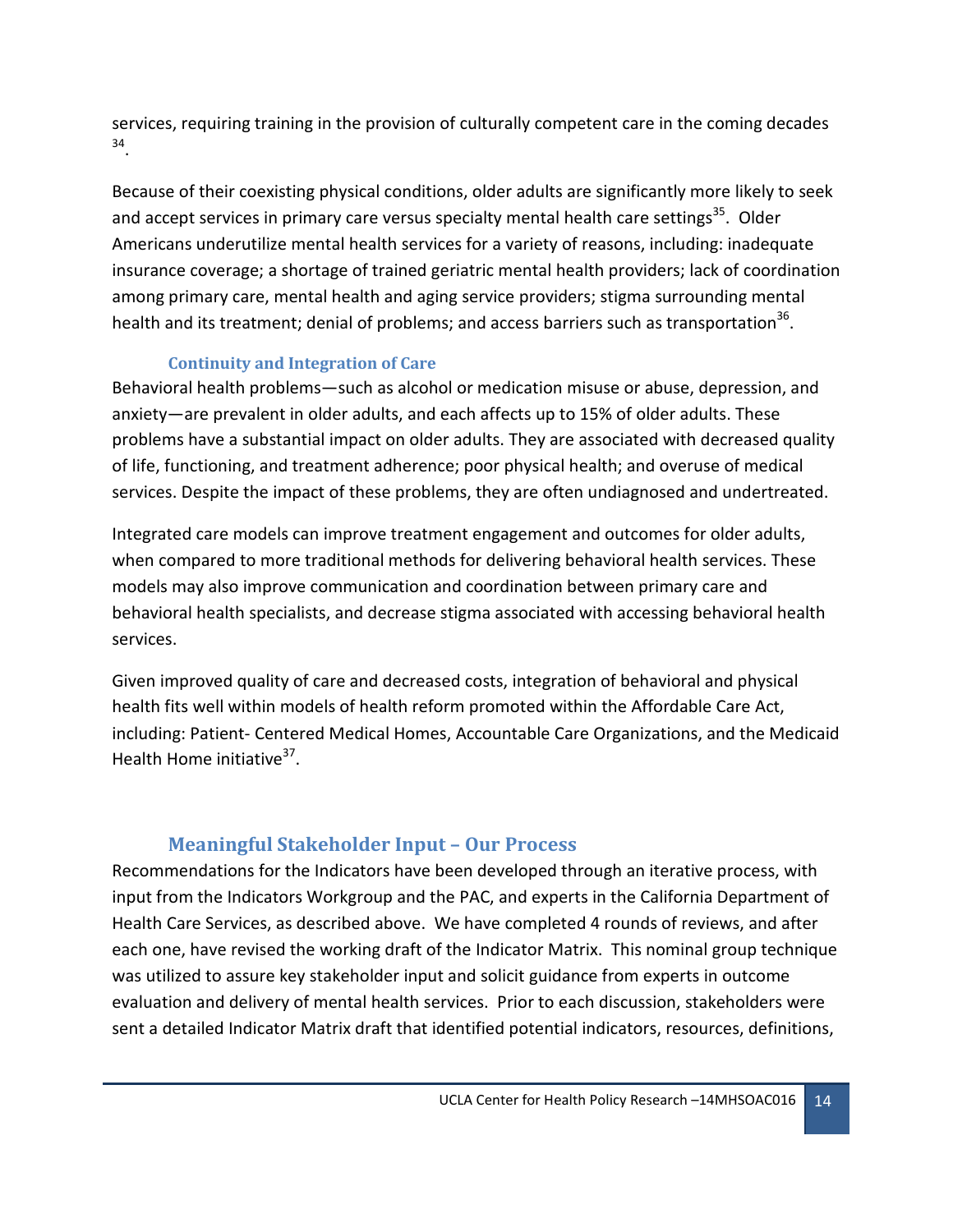services, requiring training in the provision of culturally competent care in the coming decades [34].

Because of their coexisting physical conditions, older adults are significantly more likely to seek and accept services in primary care versus specialty mental health care settings[35]. Older Americans underutilize mental health services for a variety of reasons, including: inadequate insurance coverage; a shortage of trained geriatric mental health providers; lack of coordination among primary care, mental health and aging service providers; stigma surrounding mental health and its treatment; denial of problems; and access barriers such as transportation[36].

### Continuity and Integration of Care

Behavioral health problems—such as alcohol or medication misuse or abuse, depression, and anxiety—are prevalent in older adults, and each affects up to 15% of older adults. These problems have a substantial impact on older adults. They are associated with decreased quality of life, functioning, and treatment adherence; poor physical health; and overuse of medical services. Despite the impact of these problems, they are often undiagnosed and undertreated.

Integrated care models can improve treatment engagement and outcomes for older adults, when compared to more traditional methods for delivering behavioral health services. These models may also improve communication and coordination between primary care and behavioral health specialists, and decrease stigma associated with accessing behavioral health services.

Given improved quality of care and decreased costs, integration of behavioral and physical health fits well within models of health reform promoted within the Affordable Care Act, including: Patient- Centered Medical Homes, Accountable Care Organizations, and the Medicaid Health Home initiative[37].

## Meaningful Stakeholder Input – Our Process

Recommendations for the Indicators have been developed through an iterative process, with input from the Indicators Workgroup and the PAC, and experts in the California Department of Health Care Services, as described above. We have completed 4 rounds of reviews, and after each one, have revised the working draft of the Indicator Matrix. This nominal group technique was utilized to assure key stakeholder input and solicit guidance from experts in outcome evaluation and delivery of mental health services. Prior to each discussion, stakeholders were sent a detailed Indicator Matrix draft that identified potential indicators, resources, definitions,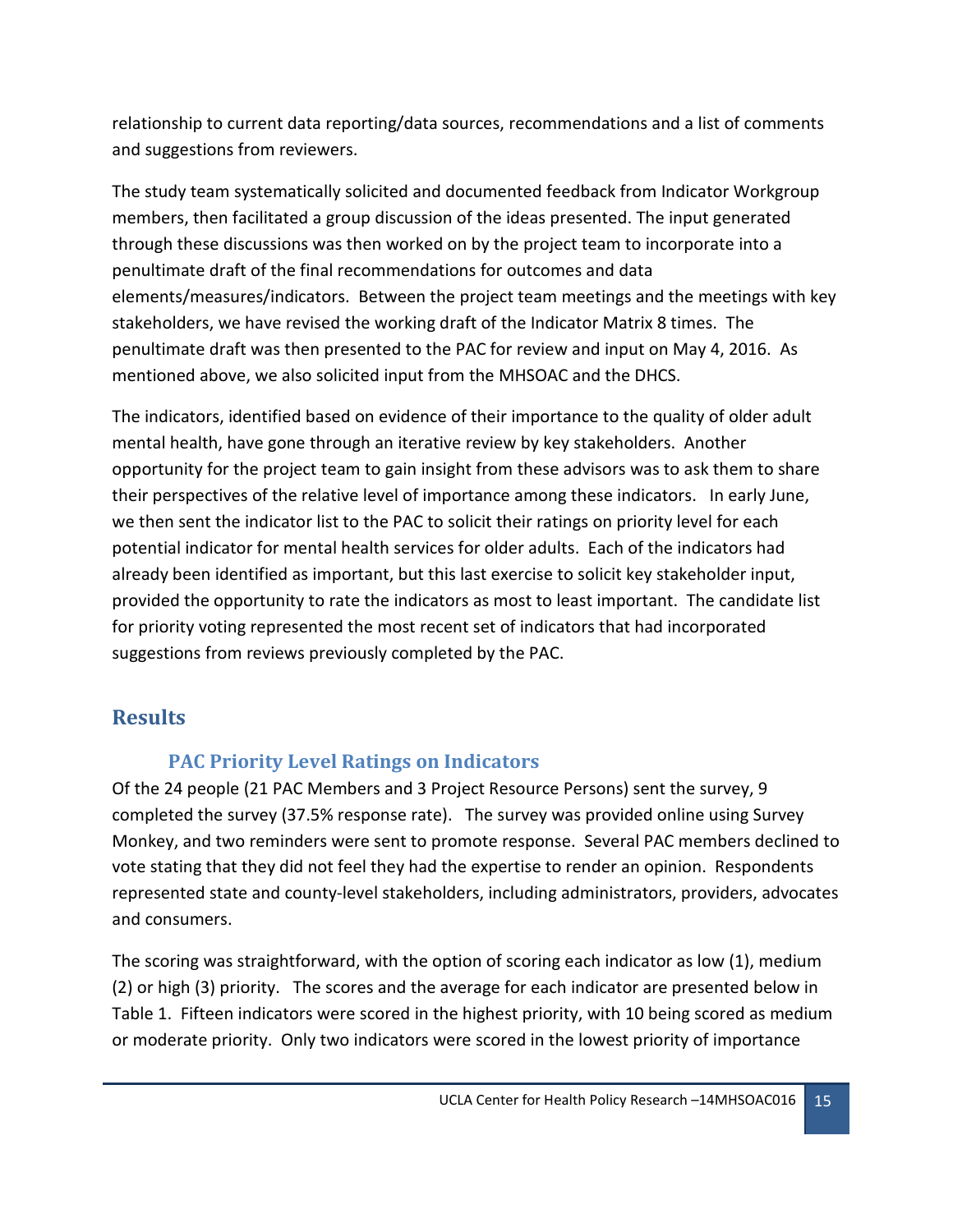relationship to current data reporting/data sources, recommendations and a list of comments and suggestions from reviewers.

The study team systematically solicited and documented feedback from Indicator Workgroup members, then facilitated a group discussion of the ideas presented. The input generated through these discussions was then worked on by the project team to incorporate into a penultimate draft of the final recommendations for outcomes and data elements/measures/indicators. Between the project team meetings and the meetings with key stakeholders, we have revised the working draft of the Indicator Matrix 8 times. The penultimate draft was then presented to the PAC for review and input on May 4, 2016. As mentioned above, we also solicited input from the MHSOAC and the DHCS.

The indicators, identified based on evidence of their importance to the quality of older adult mental health, have gone through an iterative review by key stakeholders. Another opportunity for the project team to gain insight from these advisors was to ask them to share their perspectives of the relative level of importance among these indicators. In early June, we then sent the indicator list to the PAC to solicit their ratings on priority level for each potential indicator for mental health services for older adults. Each of the indicators had already been identified as important, but this last exercise to solicit key stakeholder input, provided the opportunity to rate the indicators as most to least important. The candidate list for priority voting represented the most recent set of indicators that had incorporated suggestions from reviews previously completed by the PAC.

## Results

### PAC Priority Level Ratings on Indicators

Of the 24 people (21 PAC Members and 3 Project Resource Persons) sent the survey, 9 completed the survey (37.5% response rate). The survey was provided online using Survey Monkey, and two reminders were sent to promote response. Several PAC members declined to vote stating that they did not feel they had the expertise to render an opinion. Respondents represented state and county-level stakeholders, including administrators, providers, advocates and consumers.

The scoring was straightforward, with the option of scoring each indicator as low (1), medium (2) or high (3) priority. The scores and the average for each indicator are presented below in Table 1. Fifteen indicators were scored in the highest priority, with 10 being scored as medium or moderate priority. Only two indicators were scored in the lowest priority of importance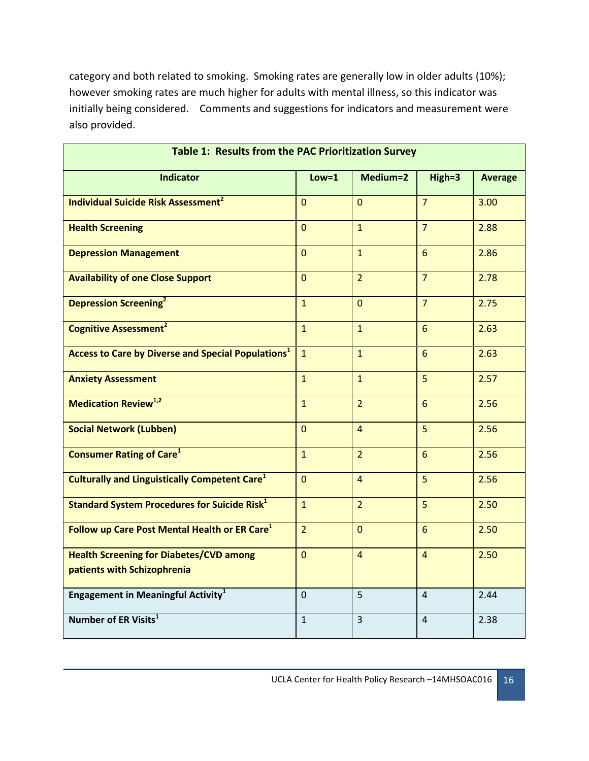category and both related to smoking. Smoking rates are generally low in older adults (10%); however smoking rates are much higher for adults with mental illness, so this indicator was initially being considered. Comments and suggestions for indicators and measurement were also provided.

**Table 1: Results from the PAC Prioritization Survey**

| Indicator | Low=1 | Medium=2 | High=3 | Average |
|---|---|---|---|---|
| **Individual Suicide Risk Assessment[2]** | 0 | 0 | 7 | 3.00 |
| **Health Screening** | 0 | 1 | 7 | 2.88 |
| **Depression Management** | 0 | 1 | 6 | 2.86 |
| **Availability of one Close Support** | 0 | 2 | 7 | 2.78 |
| **Depression Screening[2]** | 1 | 0 | 7 | 2.75 |
| **Cognitive Assessment[2]** | 1 | 1 | 6 | 2.63 |
| **Access to Care by Diverse and Special Populations[1]** | 1 | 1 | 6 | 2.63 |
| **Anxiety Assessment** | 1 | 1 | 5 | 2.57 |
| **Medication Review[1,2]** | 1 | 2 | 6 | 2.56 |
| **Social Network (Lubben)** | 0 | 4 | 5 | 2.56 |
| **Consumer Rating of Care[1]** | 1 | 2 | 6 | 2.56 |
| **Culturally and Linguistically Competent Care[1]** | 0 | 4 | 5 | 2.56 |
| **Standard System Procedures for Suicide Risk[1]** | 1 | 2 | 5 | 2.50 |
| **Follow up Care Post Mental Health or ER Care[1]** | 2 | 0 | 6 | 2.50 |
| **Health Screening for Diabetes/CVD among patients with Schizophrenia** | 0 | 4 | 4 | 2.50 |
| **Engagement in Meaningful Activity[1]** | 0 | 5 | 4 | 2.44 |
| **Number of ER Visits[1]** | 1 | 3 | 4 | 2.38 |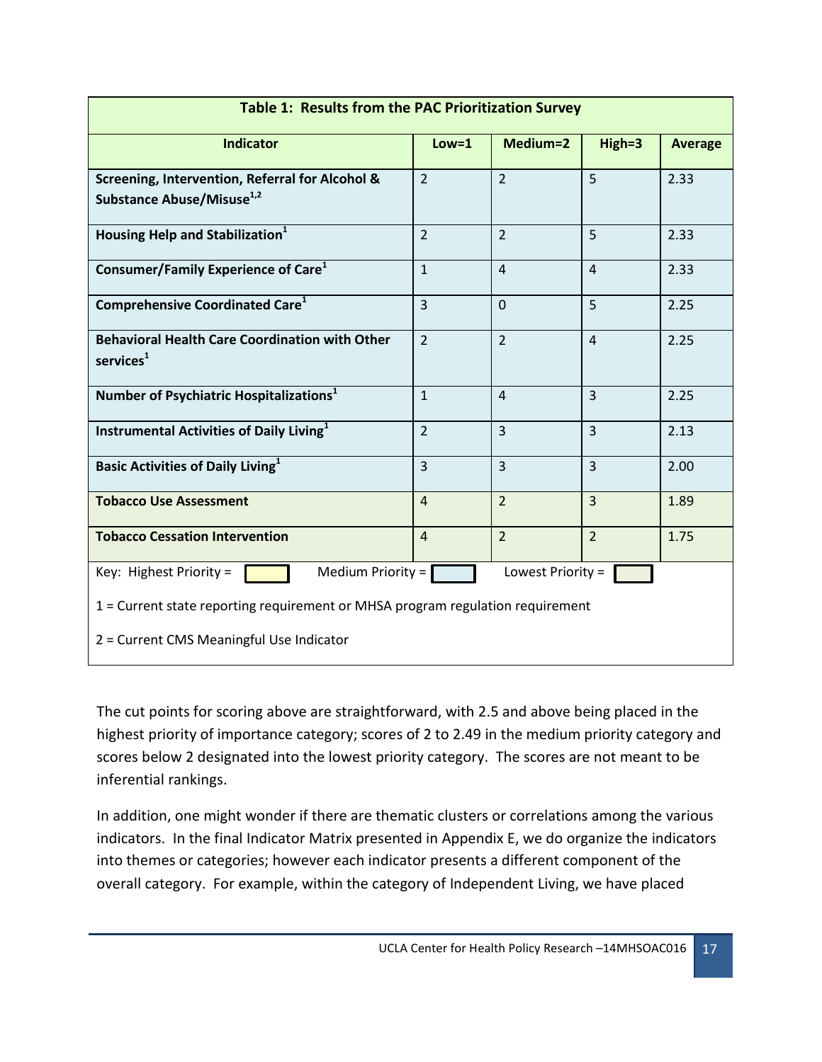| Table 1: Results from the PAC Prioritization Survey | | | | |
|---|---|---|---|---|
| **Indicator** | **Low=1** | **Medium=2** | **High=3** | **Average** |
| **Screening, Intervention, Referral for Alcohol & Substance Abuse/Misuse[1,2]** | 2 | 2 | 5 | 2.33 |
| **Housing Help and Stabilization[1]** | 2 | 2 | 5 | 2.33 |
| **Consumer/Family Experience of Care[1]** | 1 | 4 | 4 | 2.33 |
| **Comprehensive Coordinated Care[1]** | 3 | 0 | 5 | 2.25 |
| **Behavioral Health Care Coordination with Other services[1]** | 2 | 2 | 4 | 2.25 |
| **Number of Psychiatric Hospitalizations[1]** | 1 | 4 | 3 | 2.25 |
| **Instrumental Activities of Daily Living[1]** | 2 | 3 | 3 | 2.13 |
| **Basic Activities of Daily Living[1]** | 3 | 3 | 3 | 2.00 |
| **Tobacco Use Assessment** | 4 | 2 | 3 | 1.89 |
| **Tobacco Cessation Intervention** | 4 | 2 | 2 | 1.75 |

Key: Highest Priority = [ ] Medium Priority = [ ] Lowest Priority = [ ]

1 = Current state reporting requirement or MHSA program regulation requirement

2 = Current CMS Meaningful Use Indicator

The cut points for scoring above are straightforward, with 2.5 and above being placed in the highest priority of importance category; scores of 2 to 2.49 in the medium priority category and scores below 2 designated into the lowest priority category. The scores are not meant to be inferential rankings.

In addition, one might wonder if there are thematic clusters or correlations among the various indicators. In the final Indicator Matrix presented in Appendix E, we do organize the indicators into themes or categories; however each indicator presents a different component of the overall category. For example, within the category of Independent Living, we have placed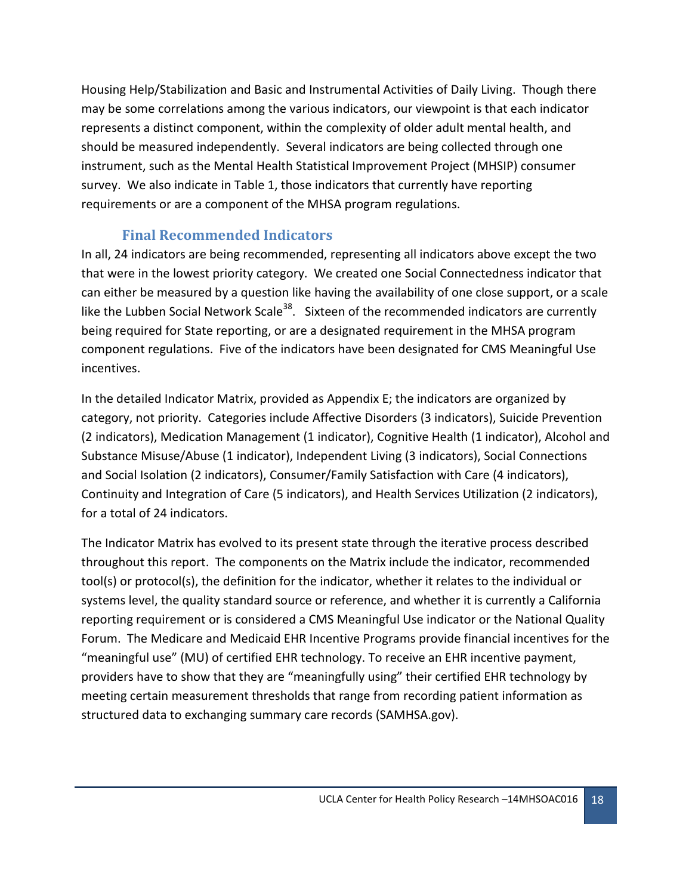Housing Help/Stabilization and Basic and Instrumental Activities of Daily Living. Though there may be some correlations among the various indicators, our viewpoint is that each indicator represents a distinct component, within the complexity of older adult mental health, and should be measured independently. Several indicators are being collected through one instrument, such as the Mental Health Statistical Improvement Project (MHSIP) consumer survey. We also indicate in Table 1, those indicators that currently have reporting requirements or are a component of the MHSA program regulations.

### Final Recommended Indicators

In all, 24 indicators are being recommended, representing all indicators above except the two that were in the lowest priority category. We created one Social Connectedness indicator that can either be measured by a question like having the availability of one close support, or a scale like the Lubben Social Network Scale[38]. Sixteen of the recommended indicators are currently being required for State reporting, or are a designated requirement in the MHSA program component regulations. Five of the indicators have been designated for CMS Meaningful Use incentives.

In the detailed Indicator Matrix, provided as Appendix E; the indicators are organized by category, not priority. Categories include Affective Disorders (3 indicators), Suicide Prevention (2 indicators), Medication Management (1 indicator), Cognitive Health (1 indicator), Alcohol and Substance Misuse/Abuse (1 indicator), Independent Living (3 indicators), Social Connections and Social Isolation (2 indicators), Consumer/Family Satisfaction with Care (4 indicators), Continuity and Integration of Care (5 indicators), and Health Services Utilization (2 indicators), for a total of 24 indicators.

The Indicator Matrix has evolved to its present state through the iterative process described throughout this report. The components on the Matrix include the indicator, recommended tool(s) or protocol(s), the definition for the indicator, whether it relates to the individual or systems level, the quality standard source or reference, and whether it is currently a California reporting requirement or is considered a CMS Meaningful Use indicator or the National Quality Forum. The Medicare and Medicaid EHR Incentive Programs provide financial incentives for the "meaningful use" (MU) of certified EHR technology. To receive an EHR incentive payment, providers have to show that they are "meaningfully using" their certified EHR technology by meeting certain measurement thresholds that range from recording patient information as structured data to exchanging summary care records (SAMHSA.gov).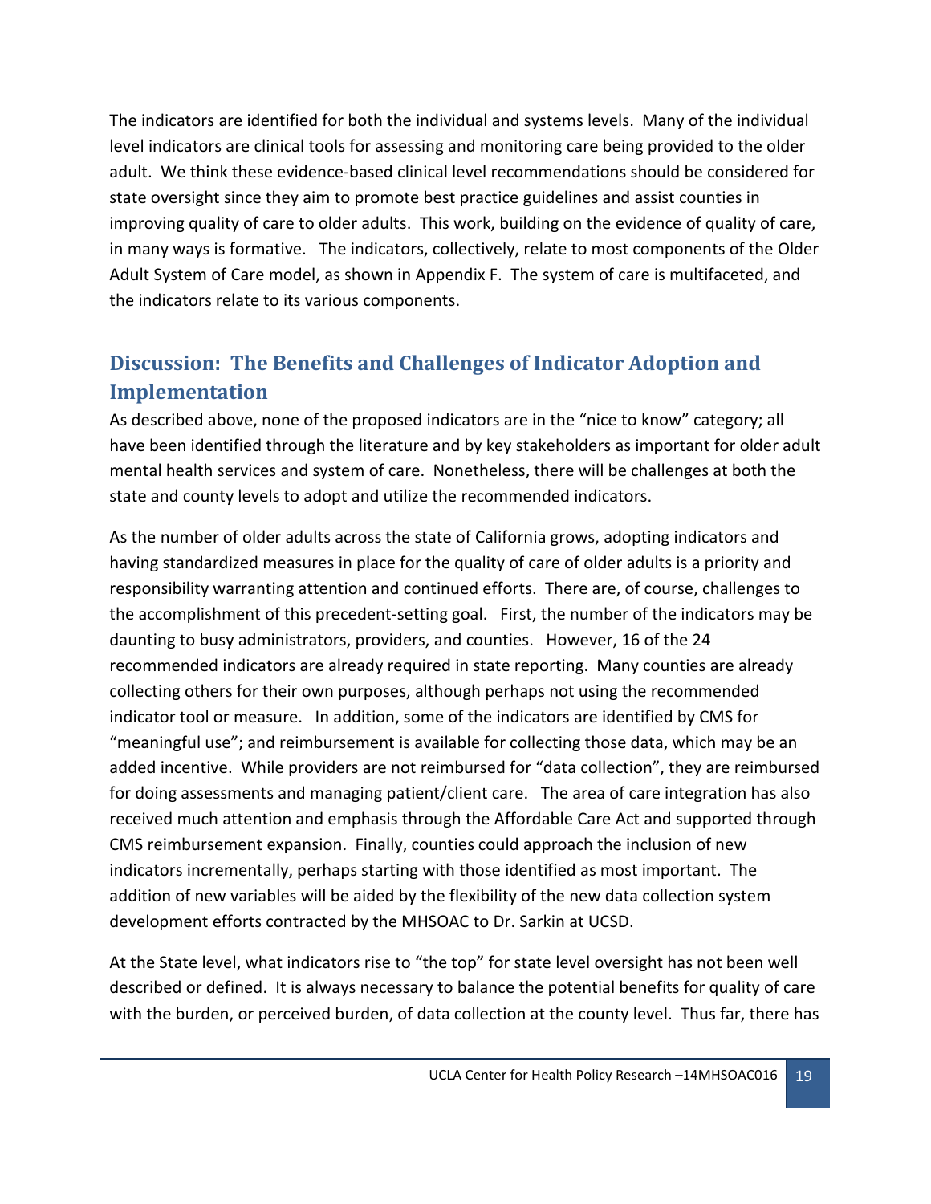The indicators are identified for both the individual and systems levels. Many of the individual level indicators are clinical tools for assessing and monitoring care being provided to the older adult. We think these evidence-based clinical level recommendations should be considered for state oversight since they aim to promote best practice guidelines and assist counties in improving quality of care to older adults. This work, building on the evidence of quality of care, in many ways is formative. The indicators, collectively, relate to most components of the Older Adult System of Care model, as shown in Appendix F. The system of care is multifaceted, and the indicators relate to its various components.

## Discussion: The Benefits and Challenges of Indicator Adoption and Implementation

As described above, none of the proposed indicators are in the "nice to know" category; all have been identified through the literature and by key stakeholders as important for older adult mental health services and system of care. Nonetheless, there will be challenges at both the state and county levels to adopt and utilize the recommended indicators.

As the number of older adults across the state of California grows, adopting indicators and having standardized measures in place for the quality of care of older adults is a priority and responsibility warranting attention and continued efforts. There are, of course, challenges to the accomplishment of this precedent-setting goal. First, the number of the indicators may be daunting to busy administrators, providers, and counties. However, 16 of the 24 recommended indicators are already required in state reporting. Many counties are already collecting others for their own purposes, although perhaps not using the recommended indicator tool or measure. In addition, some of the indicators are identified by CMS for "meaningful use"; and reimbursement is available for collecting those data, which may be an added incentive. While providers are not reimbursed for "data collection", they are reimbursed for doing assessments and managing patient/client care. The area of care integration has also received much attention and emphasis through the Affordable Care Act and supported through CMS reimbursement expansion. Finally, counties could approach the inclusion of new indicators incrementally, perhaps starting with those identified as most important. The addition of new variables will be aided by the flexibility of the new data collection system development efforts contracted by the MHSOAC to Dr. Sarkin at UCSD.

At the State level, what indicators rise to "the top" for state level oversight has not been well described or defined. It is always necessary to balance the potential benefits for quality of care with the burden, or perceived burden, of data collection at the county level. Thus far, there has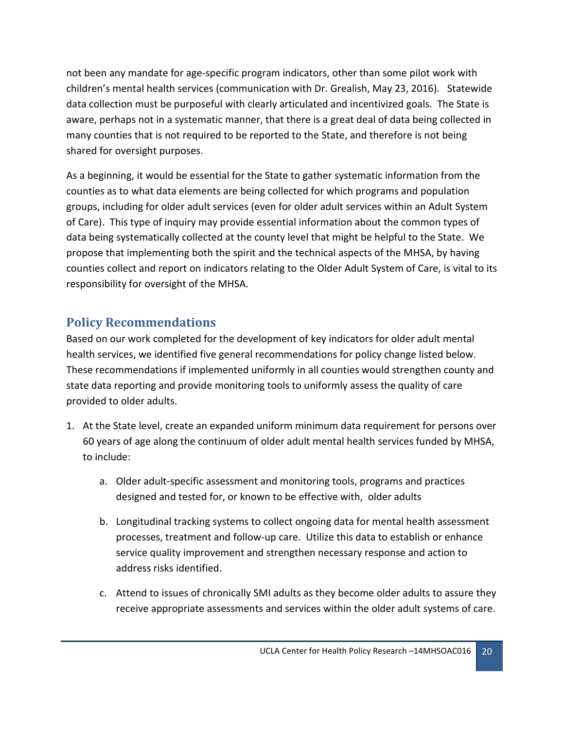not been any mandate for age-specific program indicators, other than some pilot work with children's mental health services (communication with Dr. Grealish, May 23, 2016). Statewide data collection must be purposeful with clearly articulated and incentivized goals. The State is aware, perhaps not in a systematic manner, that there is a great deal of data being collected in many counties that is not required to be reported to the State, and therefore is not being shared for oversight purposes.

As a beginning, it would be essential for the State to gather systematic information from the counties as to what data elements are being collected for which programs and population groups, including for older adult services (even for older adult services within an Adult System of Care). This type of inquiry may provide essential information about the common types of data being systematically collected at the county level that might be helpful to the State. We propose that implementing both the spirit and the technical aspects of the MHSA, by having counties collect and report on indicators relating to the Older Adult System of Care, is vital to its responsibility for oversight of the MHSA.

## Policy Recommendations

Based on our work completed for the development of key indicators for older adult mental health services, we identified five general recommendations for policy change listed below. These recommendations if implemented uniformly in all counties would strengthen county and state data reporting and provide monitoring tools to uniformly assess the quality of care provided to older adults.

1. At the State level, create an expanded uniform minimum data requirement for persons over 60 years of age along the continuum of older adult mental health services funded by MHSA, to include:
    a. Older adult-specific assessment and monitoring tools, programs and practices designed and tested for, or known to be effective with, older adults
    b. Longitudinal tracking systems to collect ongoing data for mental health assessment processes, treatment and follow-up care. Utilize this data to establish or enhance service quality improvement and strengthen necessary response and action to address risks identified.
    c. Attend to issues of chronically SMI adults as they become older adults to assure they receive appropriate assessments and services within the older adult systems of care.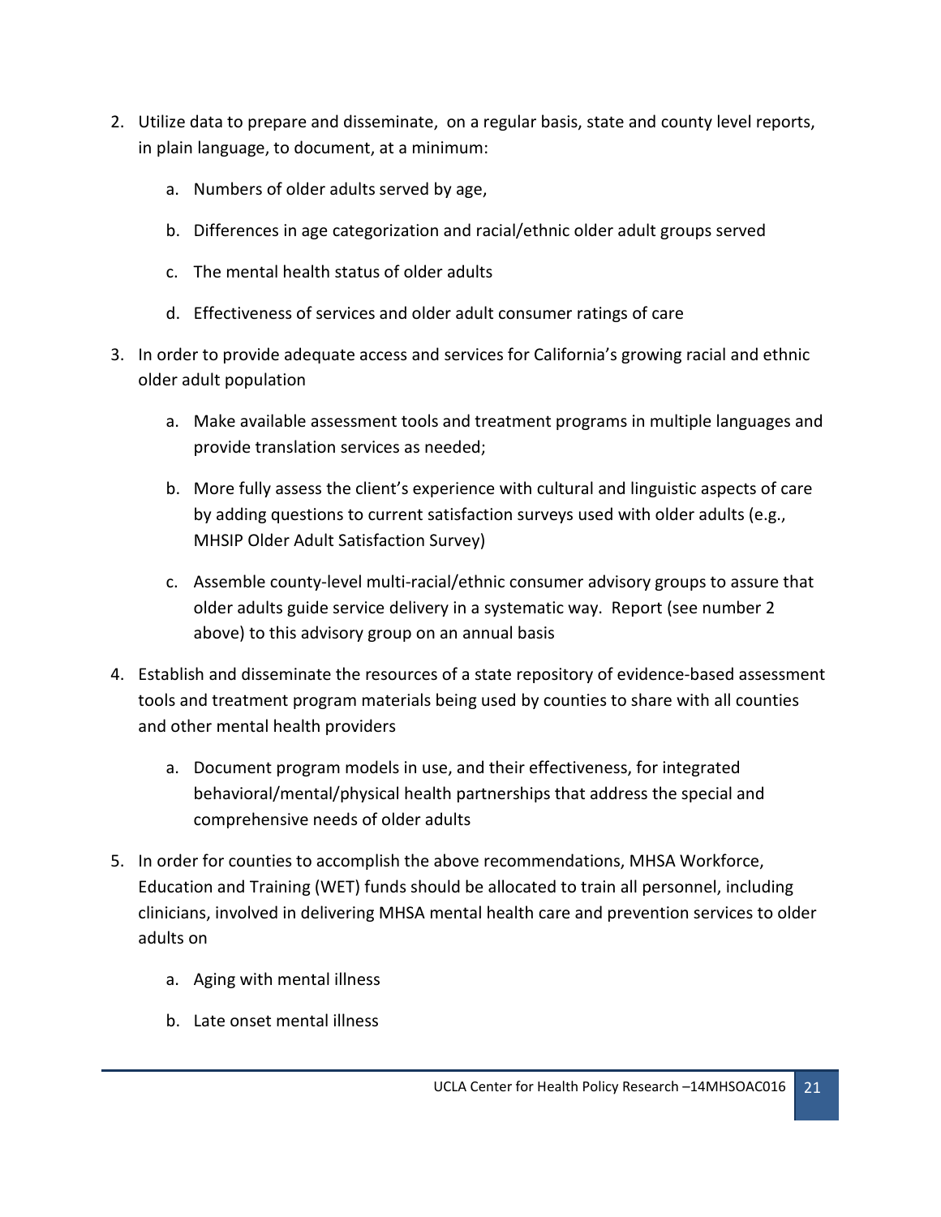2. Utilize data to prepare and disseminate, on a regular basis, state and county level reports, in plain language, to document, at a minimum:

    a. Numbers of older adults served by age,

    b. Differences in age categorization and racial/ethnic older adult groups served

    c. The mental health status of older adults

    d. Effectiveness of services and older adult consumer ratings of care

3. In order to provide adequate access and services for California's growing racial and ethnic older adult population

    a. Make available assessment tools and treatment programs in multiple languages and provide translation services as needed;

    b. More fully assess the client's experience with cultural and linguistic aspects of care by adding questions to current satisfaction surveys used with older adults (e.g., MHSIP Older Adult Satisfaction Survey)

    c. Assemble county-level multi-racial/ethnic consumer advisory groups to assure that older adults guide service delivery in a systematic way. Report (see number 2 above) to this advisory group on an annual basis

4. Establish and disseminate the resources of a state repository of evidence-based assessment tools and treatment program materials being used by counties to share with all counties and other mental health providers

    a. Document program models in use, and their effectiveness, for integrated behavioral/mental/physical health partnerships that address the special and comprehensive needs of older adults

5. In order for counties to accomplish the above recommendations, MHSA Workforce, Education and Training (WET) funds should be allocated to train all personnel, including clinicians, involved in delivering MHSA mental health care and prevention services to older adults on

    a. Aging with mental illness

    b. Late onset mental illness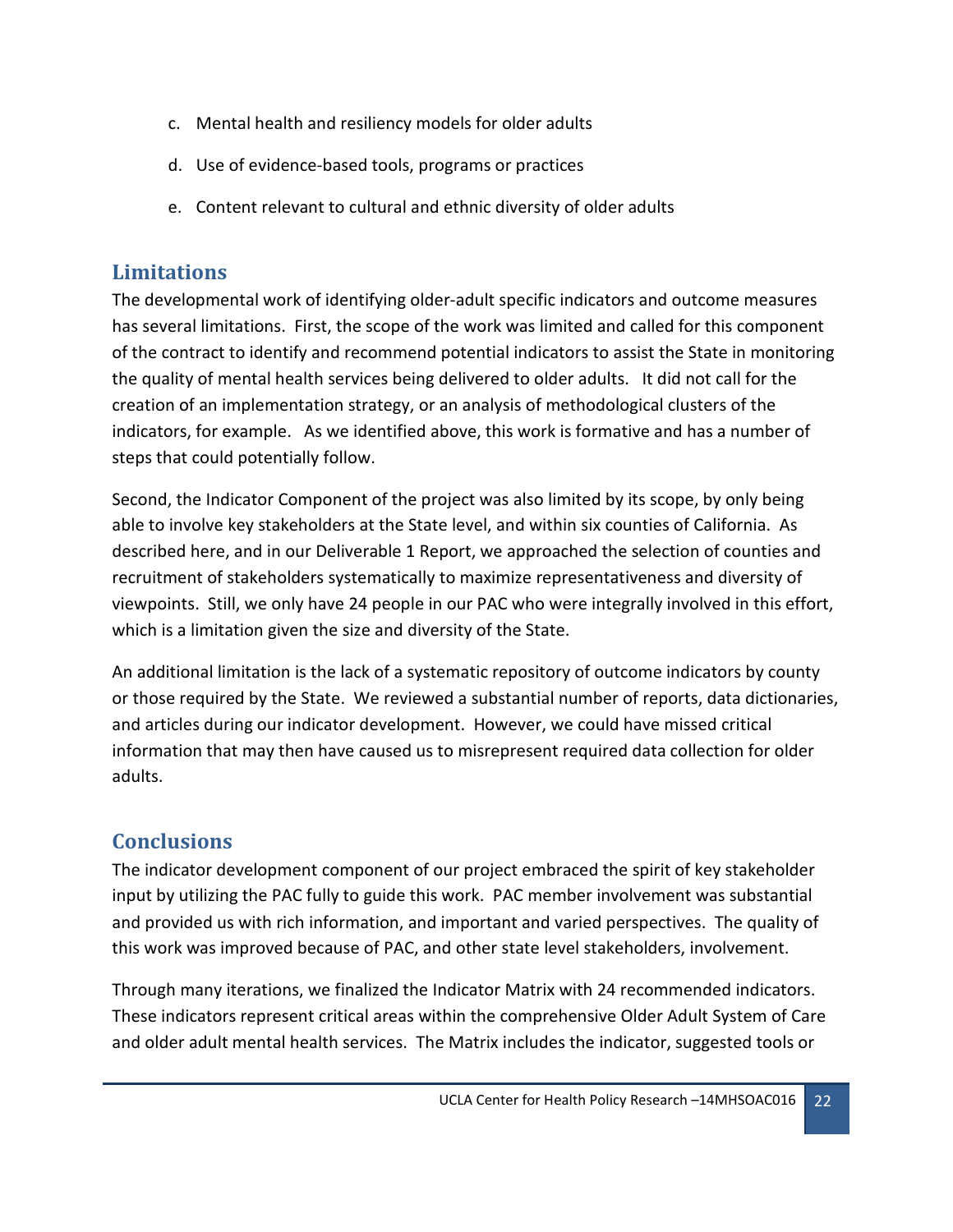c. Mental health and resiliency models for older adults

d. Use of evidence-based tools, programs or practices

e. Content relevant to cultural and ethnic diversity of older adults

## Limitations

The developmental work of identifying older-adult specific indicators and outcome measures has several limitations. First, the scope of the work was limited and called for this component of the contract to identify and recommend potential indicators to assist the State in monitoring the quality of mental health services being delivered to older adults. It did not call for the creation of an implementation strategy, or an analysis of methodological clusters of the indicators, for example. As we identified above, this work is formative and has a number of steps that could potentially follow.

Second, the Indicator Component of the project was also limited by its scope, by only being able to involve key stakeholders at the State level, and within six counties of California. As described here, and in our Deliverable 1 Report, we approached the selection of counties and recruitment of stakeholders systematically to maximize representativeness and diversity of viewpoints. Still, we only have 24 people in our PAC who were integrally involved in this effort, which is a limitation given the size and diversity of the State.

An additional limitation is the lack of a systematic repository of outcome indicators by county or those required by the State. We reviewed a substantial number of reports, data dictionaries, and articles during our indicator development. However, we could have missed critical information that may then have caused us to misrepresent required data collection for older adults.

## Conclusions

The indicator development component of our project embraced the spirit of key stakeholder input by utilizing the PAC fully to guide this work. PAC member involvement was substantial and provided us with rich information, and important and varied perspectives. The quality of this work was improved because of PAC, and other state level stakeholders, involvement.

Through many iterations, we finalized the Indicator Matrix with 24 recommended indicators. These indicators represent critical areas within the comprehensive Older Adult System of Care and older adult mental health services. The Matrix includes the indicator, suggested tools or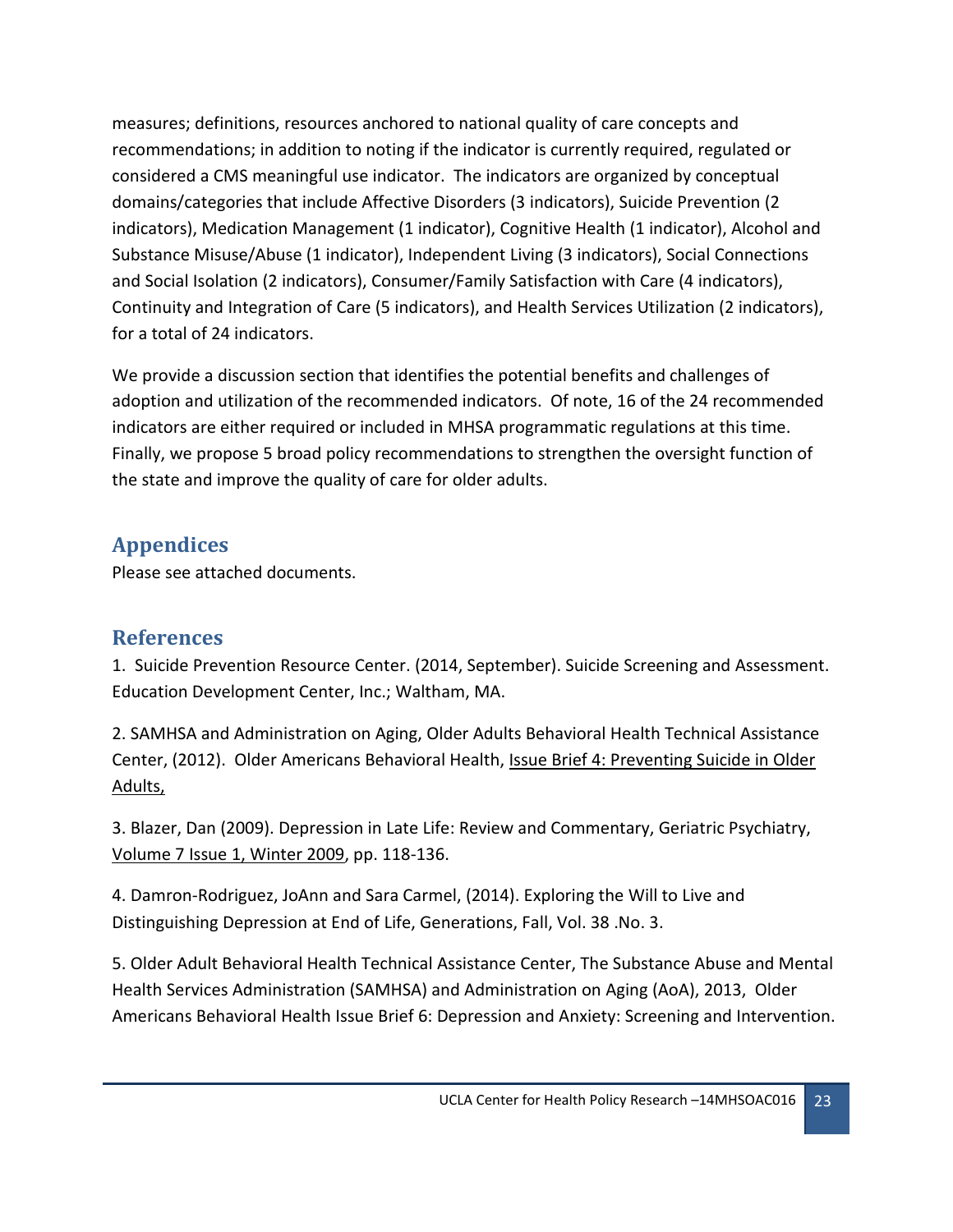measures; definitions, resources anchored to national quality of care concepts and recommendations; in addition to noting if the indicator is currently required, regulated or considered a CMS meaningful use indicator. The indicators are organized by conceptual domains/categories that include Affective Disorders (3 indicators), Suicide Prevention (2 indicators), Medication Management (1 indicator), Cognitive Health (1 indicator), Alcohol and Substance Misuse/Abuse (1 indicator), Independent Living (3 indicators), Social Connections and Social Isolation (2 indicators), Consumer/Family Satisfaction with Care (4 indicators), Continuity and Integration of Care (5 indicators), and Health Services Utilization (2 indicators), for a total of 24 indicators.

We provide a discussion section that identifies the potential benefits and challenges of adoption and utilization of the recommended indicators. Of note, 16 of the 24 recommended indicators are either required or included in MHSA programmatic regulations at this time. Finally, we propose 5 broad policy recommendations to strengthen the oversight function of the state and improve the quality of care for older adults.

## Appendices

Please see attached documents.

## References

1. Suicide Prevention Resource Center. (2014, September). Suicide Screening and Assessment. Education Development Center, Inc.; Waltham, MA.

2. SAMHSA and Administration on Aging, Older Adults Behavioral Health Technical Assistance Center, (2012). Older Americans Behavioral Health, Issue Brief 4: Preventing Suicide in Older Adults,

3. Blazer, Dan (2009). Depression in Late Life: Review and Commentary, Geriatric Psychiatry, Volume 7 Issue 1, Winter 2009, pp. 118-136.

4. Damron-Rodriguez, JoAnn and Sara Carmel, (2014). Exploring the Will to Live and Distinguishing Depression at End of Life, Generations, Fall, Vol. 38 .No. 3.

5. Older Adult Behavioral Health Technical Assistance Center, The Substance Abuse and Mental Health Services Administration (SAMHSA) and Administration on Aging (AoA), 2013, Older Americans Behavioral Health Issue Brief 6: Depression and Anxiety: Screening and Intervention.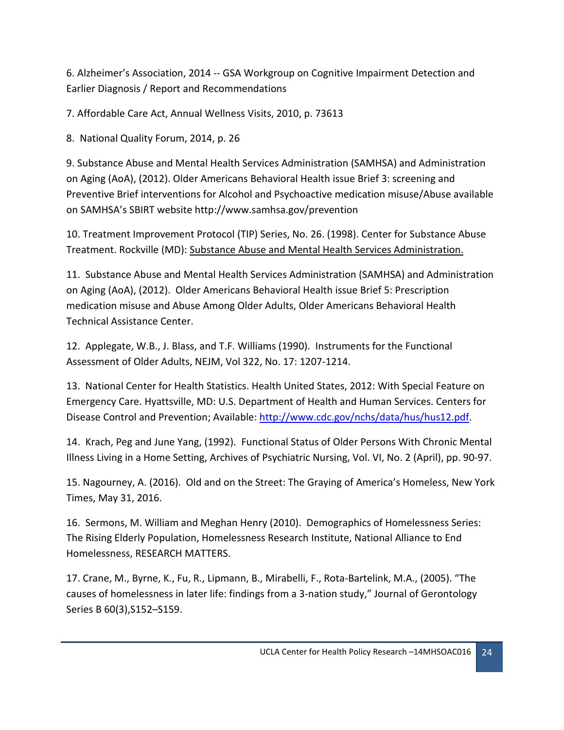6. Alzheimer's Association, 2014 -- GSA Workgroup on Cognitive Impairment Detection and Earlier Diagnosis / Report and Recommendations

7. Affordable Care Act, Annual Wellness Visits, 2010, p. 73613

8. National Quality Forum, 2014, p. 26

9. Substance Abuse and Mental Health Services Administration (SAMHSA) and Administration on Aging (AoA), (2012). Older Americans Behavioral Health issue Brief 3: screening and Preventive Brief interventions for Alcohol and Psychoactive medication misuse/Abuse available on SAMHSA's SBIRT website http://www.samhsa.gov/prevention

10. Treatment Improvement Protocol (TIP) Series, No. 26. (1998). Center for Substance Abuse Treatment. Rockville (MD): Substance Abuse and Mental Health Services Administration.

11. Substance Abuse and Mental Health Services Administration (SAMHSA) and Administration on Aging (AoA), (2012). Older Americans Behavioral Health issue Brief 5: Prescription medication misuse and Abuse Among Older Adults, Older Americans Behavioral Health Technical Assistance Center.

12. Applegate, W.B., J. Blass, and T.F. Williams (1990). Instruments for the Functional Assessment of Older Adults, NEJM, Vol 322, No. 17: 1207-1214.

13. National Center for Health Statistics. Health United States, 2012: With Special Feature on Emergency Care. Hyattsville, MD: U.S. Department of Health and Human Services. Centers for Disease Control and Prevention; Available: http://www.cdc.gov/nchs/data/hus/hus12.pdf.

14. Krach, Peg and June Yang, (1992). Functional Status of Older Persons With Chronic Mental Illness Living in a Home Setting, Archives of Psychiatric Nursing, Vol. VI, No. 2 (April), pp. 90-97.

15. Nagourney, A. (2016). Old and on the Street: The Graying of America's Homeless, New York Times, May 31, 2016.

16. Sermons, M. William and Meghan Henry (2010). Demographics of Homelessness Series: The Rising Elderly Population, Homelessness Research Institute, National Alliance to End Homelessness, RESEARCH MATTERS.

17. Crane, M., Byrne, K., Fu, R., Lipmann, B., Mirabelli, F., Rota-Bartelink, M.A., (2005). "The causes of homelessness in later life: findings from a 3-nation study," Journal of Gerontology Series B 60(3),S152–S159.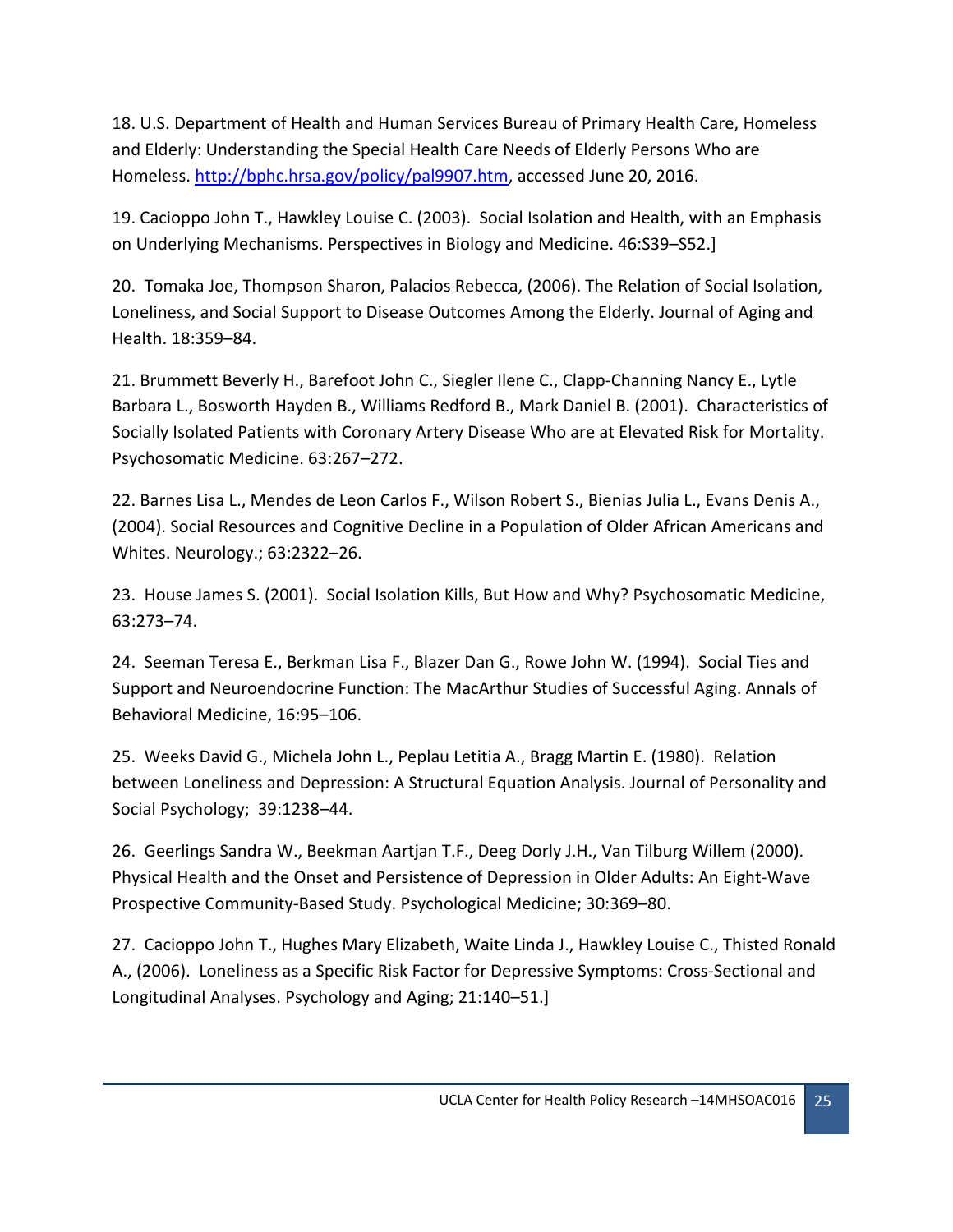18. U.S. Department of Health and Human Services Bureau of Primary Health Care, Homeless and Elderly: Understanding the Special Health Care Needs of Elderly Persons Who are Homeless. [http://bphc.hrsa.gov/policy/pal9907.htm](http://bphc.hrsa.gov/policy/pal9907.htm), accessed June 20, 2016.

19. Cacioppo John T., Hawkley Louise C. (2003). Social Isolation and Health, with an Emphasis on Underlying Mechanisms. Perspectives in Biology and Medicine. 46:S39–S52.]

20. Tomaka Joe, Thompson Sharon, Palacios Rebecca, (2006). The Relation of Social Isolation, Loneliness, and Social Support to Disease Outcomes Among the Elderly. Journal of Aging and Health. 18:359–84.

21. Brummett Beverly H., Barefoot John C., Siegler Ilene C., Clapp-Channing Nancy E., Lytle Barbara L., Bosworth Hayden B., Williams Redford B., Mark Daniel B. (2001). Characteristics of Socially Isolated Patients with Coronary Artery Disease Who are at Elevated Risk for Mortality. Psychosomatic Medicine. 63:267–272.

22. Barnes Lisa L., Mendes de Leon Carlos F., Wilson Robert S., Bienias Julia L., Evans Denis A., (2004). Social Resources and Cognitive Decline in a Population of Older African Americans and Whites. Neurology.; 63:2322–26.

23. House James S. (2001). Social Isolation Kills, But How and Why? Psychosomatic Medicine, 63:273–74.

24. Seeman Teresa E., Berkman Lisa F., Blazer Dan G., Rowe John W. (1994). Social Ties and Support and Neuroendocrine Function: The MacArthur Studies of Successful Aging. Annals of Behavioral Medicine, 16:95–106.

25. Weeks David G., Michela John L., Peplau Letitia A., Bragg Martin E. (1980). Relation between Loneliness and Depression: A Structural Equation Analysis. Journal of Personality and Social Psychology; 39:1238–44.

26. Geerlings Sandra W., Beekman Aartjan T.F., Deeg Dorly J.H., Van Tilburg Willem (2000). Physical Health and the Onset and Persistence of Depression in Older Adults: An Eight-Wave Prospective Community-Based Study. Psychological Medicine; 30:369–80.

27. Cacioppo John T., Hughes Mary Elizabeth, Waite Linda J., Hawkley Louise C., Thisted Ronald A., (2006). Loneliness as a Specific Risk Factor for Depressive Symptoms: Cross-Sectional and Longitudinal Analyses. Psychology and Aging; 21:140–51.]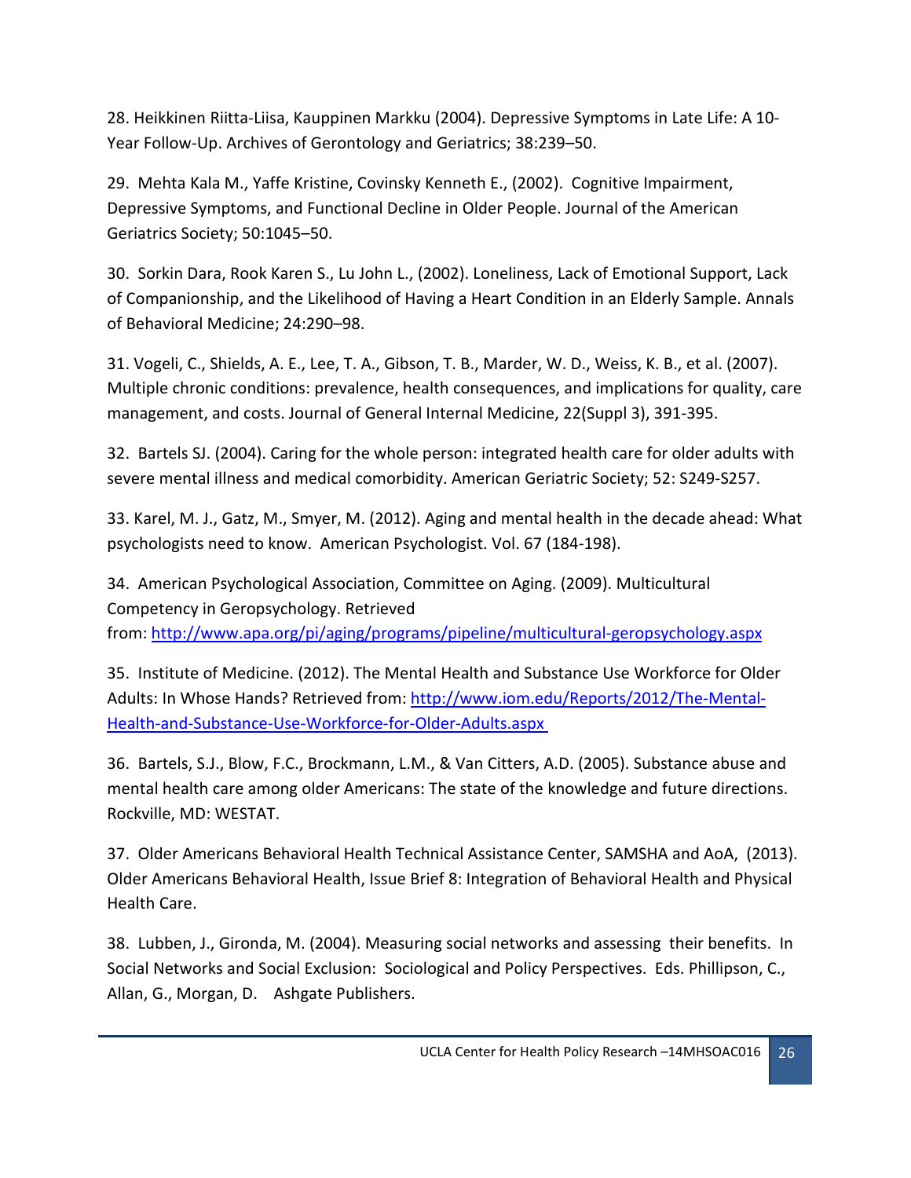28. Heikkinen Riitta-Liisa, Kauppinen Markku (2004). Depressive Symptoms in Late Life: A 10-Year Follow-Up. Archives of Gerontology and Geriatrics; 38:239–50.

29. Mehta Kala M., Yaffe Kristine, Covinsky Kenneth E., (2002). Cognitive Impairment, Depressive Symptoms, and Functional Decline in Older People. Journal of the American Geriatrics Society; 50:1045–50.

30. Sorkin Dara, Rook Karen S., Lu John L., (2002). Loneliness, Lack of Emotional Support, Lack of Companionship, and the Likelihood of Having a Heart Condition in an Elderly Sample. Annals of Behavioral Medicine; 24:290–98.

31. Vogeli, C., Shields, A. E., Lee, T. A., Gibson, T. B., Marder, W. D., Weiss, K. B., et al. (2007). Multiple chronic conditions: prevalence, health consequences, and implications for quality, care management, and costs. Journal of General Internal Medicine, 22(Suppl 3), 391-395.

32. Bartels SJ. (2004). Caring for the whole person: integrated health care for older adults with severe mental illness and medical comorbidity. American Geriatric Society; 52: S249-S257.

33. Karel, M. J., Gatz, M., Smyer, M. (2012). Aging and mental health in the decade ahead: What psychologists need to know. American Psychologist. Vol. 67 (184-198).

34. American Psychological Association, Committee on Aging. (2009). Multicultural Competency in Geropsychology. Retrieved from: [http://www.apa.org/pi/aging/programs/pipeline/multicultural-geropsychology.aspx](http://www.apa.org/pi/aging/programs/pipeline/multicultural-geropsychology.aspx)

35. Institute of Medicine. (2012). The Mental Health and Substance Use Workforce for Older Adults: In Whose Hands? Retrieved from: [http://www.iom.edu/Reports/2012/The-Mental-Health-and-Substance-Use-Workforce-for-Older-Adults.aspx](http://www.iom.edu/Reports/2012/The-Mental-Health-and-Substance-Use-Workforce-for-Older-Adults.aspx)

36. Bartels, S.J., Blow, F.C., Brockmann, L.M., & Van Citters, A.D. (2005). Substance abuse and mental health care among older Americans: The state of the knowledge and future directions. Rockville, MD: WESTAT.

37. Older Americans Behavioral Health Technical Assistance Center, SAMSHA and AoA, (2013). Older Americans Behavioral Health, Issue Brief 8: Integration of Behavioral Health and Physical Health Care.

38. Lubben, J., Gironda, M. (2004). Measuring social networks and assessing their benefits. In Social Networks and Social Exclusion: Sociological and Policy Perspectives. Eds. Phillipson, C., Allan, G., Morgan, D. Ashgate Publishers.